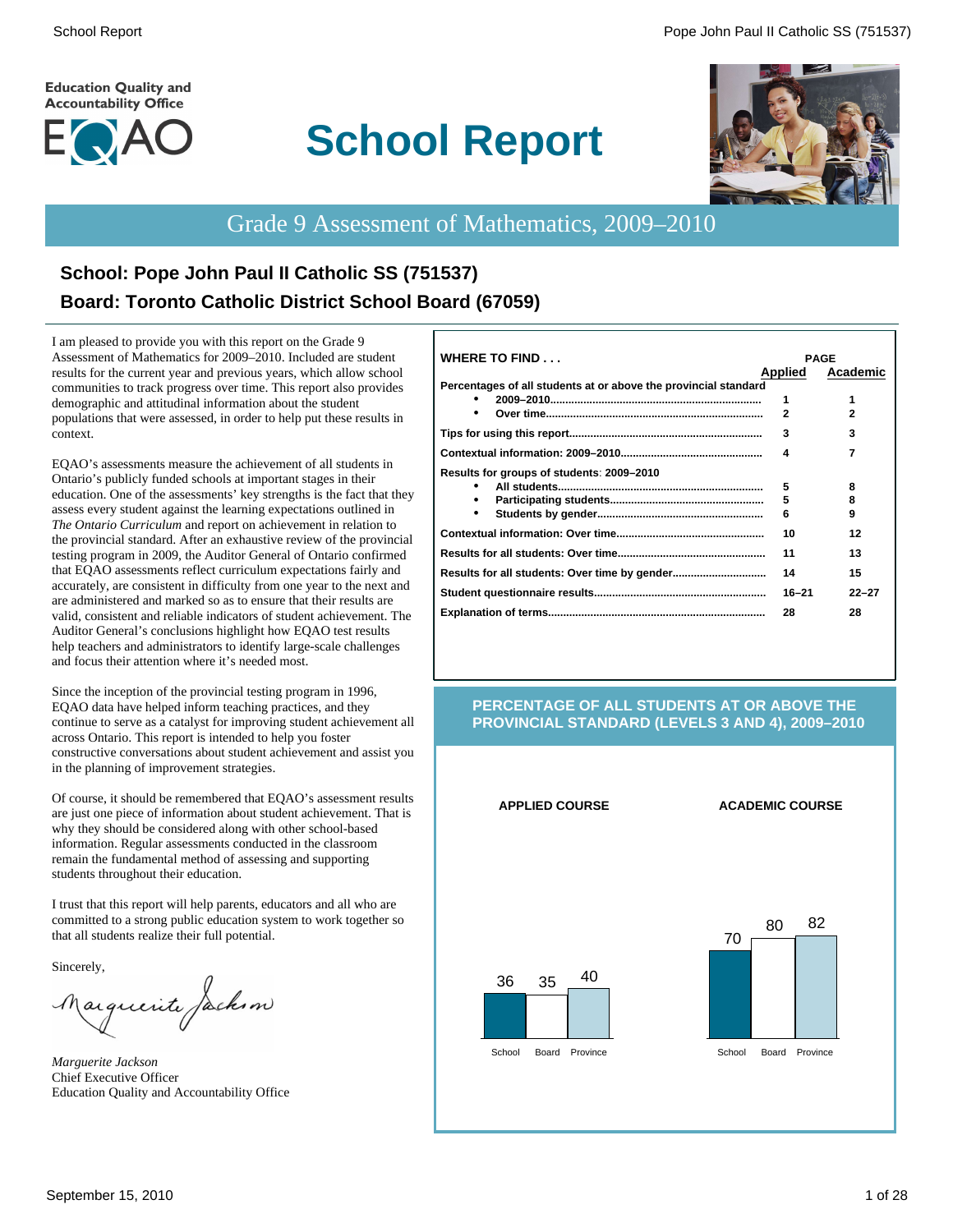Education Quality and Accountability Office

EQAO

# School Report

## Grade 9 Assessment of Mathematics, 2009–2010

### School: Pope John Paul II Catholic SS (751537)
### Board: Toronto Catholic District School Board (67059)

I am pleased to provide you with this report on the Grade 9 Assessment of Mathematics for 2009–2010. Included are student results for the current year and previous years, which allow school communities to track progress over time. This report also provides demographic and attitudinal information about the student populations that were assessed, in order to help put these results in context.

EQAO's assessments measure the achievement of all students in Ontario's publicly funded schools at important stages in their education. One of the assessments' key strengths is the fact that they assess every student against the learning expectations outlined in *The Ontario Curriculum* and report on achievement in relation to the provincial standard. After an exhaustive review of the provincial testing program in 2009, the Auditor General of Ontario confirmed that EQAO assessments reflect curriculum expectations fairly and accurately, are consistent in difficulty from one year to the next and are administered and marked so as to ensure that their results are valid, consistent and reliable indicators of student achievement. The Auditor General's conclusions highlight how EQAO test results help teachers and administrators to identify large-scale challenges and focus their attention where it's needed most.

Since the inception of the provincial testing program in 1996, EQAO data have helped inform teaching practices, and they continue to serve as a catalyst for improving student achievement all across Ontario. This report is intended to help you foster constructive conversations about student achievement and assist you in the planning of improvement strategies.

Of course, it should be remembered that EQAO's assessment results are just one piece of information about student achievement. That is why they should be considered along with other school-based information. Regular assessments conducted in the classroom remain the fundamental method of assessing and supporting students throughout their education.

I trust that this report will help parents, educators and all who are committed to a strong public education system to work together so that all students realize their full potential.

Sincerely,

*Marguerite Jackson*
Chief Executive Officer
Education Quality and Accountability Office

**WHERE TO FIND . . .**

| | PAGE Applied | PAGE Academic |
|---|---|---|
| **Percentages of all students at or above the provincial standard** | | |
| • 2009–2010 | 1 | 1 |
| • Over time | 2 | 2 |
| **Tips for using this report** | 3 | 3 |
| **Contextual information: 2009–2010** | 4 | 7 |
| **Results for groups of students: 2009–2010** | | |
| • All students | 5 | 8 |
| • Participating students | 5 | 8 |
| • Students by gender | 6 | 9 |
| **Contextual information: Over time** | 10 | 12 |
| **Results for all students: Over time** | 11 | 13 |
| **Results for all students: Over time by gender** | 14 | 15 |
| **Student questionnaire results** | 16–21 | 22–27 |
| **Explanation of terms** | 28 | 28 |

**PERCENTAGE OF ALL STUDENTS AT OR ABOVE THE PROVINCIAL STANDARD (LEVELS 3 AND 4), 2009–2010**

| | School | Board | Province |
|---|---|---|---|
| APPLIED COURSE | 36 | 35 | 40 |
| ACADEMIC COURSE | 70 | 80 | 82 |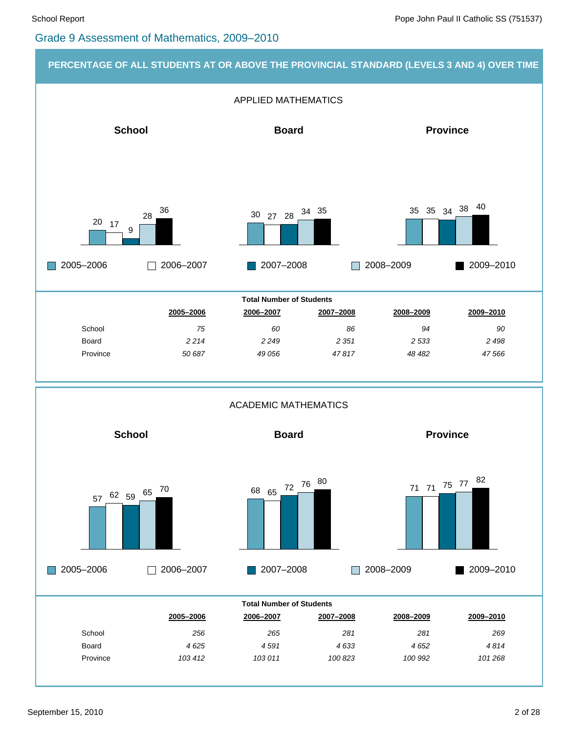## Grade 9 Assessment of Mathematics, 2009–2010

### PERCENTAGE OF ALL STUDENTS AT OR ABOVE THE PROVINCIAL STANDARD (LEVELS 3 AND 4) OVER TIME

#### APPLIED MATHEMATICS

| | 2005–2006 | 2006–2007 | 2007–2008 | 2008–2009 | 2009–2010 |
|---|---|---|---|---|---|
| School | 20 | 17 | 9 | 28 | 36 |
| Board | 30 | 27 | 28 | 34 | 35 |
| Province | 35 | 35 | 34 | 38 | 40 |

**Total Number of Students**

| | 2005–2006 | 2006–2007 | 2007–2008 | 2008–2009 | 2009–2010 |
|---|---|---|---|---|---|
| School | *75* | *60* | *86* | *94* | *90* |
| Board | *2 214* | *2 249* | *2 351* | *2 533* | *2 498* |
| Province | *50 687* | *49 056* | *47 817* | *48 482* | *47 566* |

#### ACADEMIC MATHEMATICS

| | 2005–2006 | 2006–2007 | 2007–2008 | 2008–2009 | 2009–2010 |
|---|---|---|---|---|---|
| School | 57 | 62 | 59 | 65 | 70 |
| Board | 68 | 65 | 72 | 76 | 80 |
| Province | 71 | 71 | 75 | 77 | 82 |

**Total Number of Students**

| | 2005–2006 | 2006–2007 | 2007–2008 | 2008–2009 | 2009–2010 |
|---|---|---|---|---|---|
| School | *256* | *265* | *281* | *281* | *269* |
| Board | *4 625* | *4 591* | *4 633* | *4 652* | *4 814* |
| Province | *103 412* | *103 011* | *100 823* | *100 992* | *101 268* |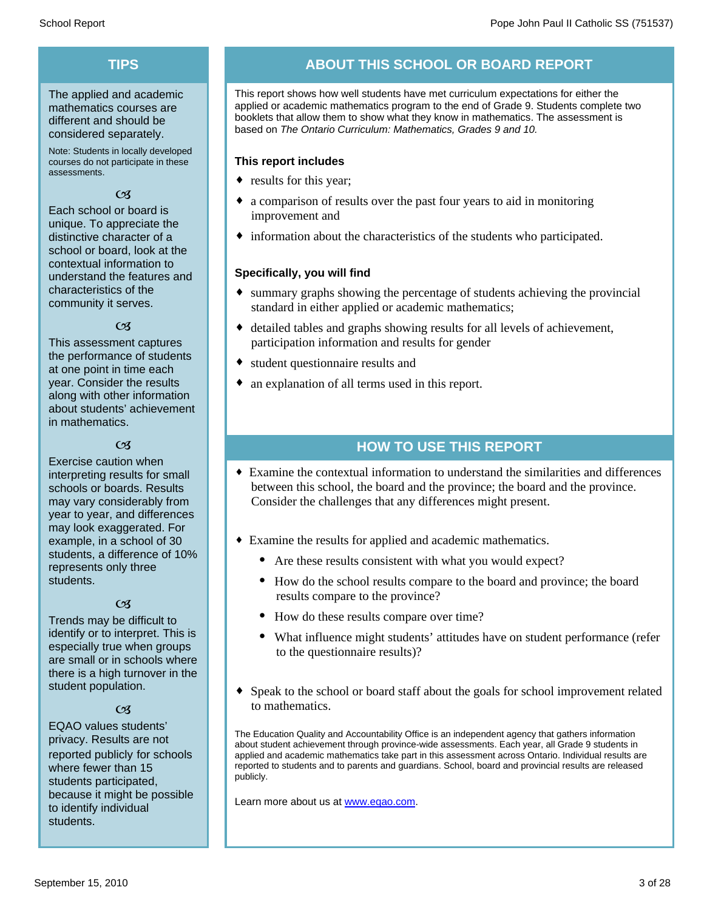## TIPS

The applied and academic mathematics courses are different and should be considered separately.

Note: Students in locally developed courses do not participate in these assessments.

Each school or board is unique. To appreciate the distinctive character of a school or board, look at the contextual information to understand the features and characteristics of the community it serves.

This assessment captures the performance of students at one point in time each year. Consider the results along with other information about students' achievement in mathematics.

Exercise caution when interpreting results for small schools or boards. Results may vary considerably from year to year, and differences may look exaggerated. For example, in a school of 30 students, a difference of 10% represents only three students.

Trends may be difficult to identify or to interpret. This is especially true when groups are small or in schools where there is a high turnover in the student population.

EQAO values students' privacy. Results are not reported publicly for schools where fewer than 15 students participated, because it might be possible to identify individual students.

## ABOUT THIS SCHOOL OR BOARD REPORT

This report shows how well students have met curriculum expectations for either the applied or academic mathematics program to the end of Grade 9. Students complete two booklets that allow them to show what they know in mathematics. The assessment is based on *The Ontario Curriculum: Mathematics, Grades 9 and 10.*

**This report includes**

- results for this year;
- a comparison of results over the past four years to aid in monitoring improvement and
- information about the characteristics of the students who participated.

**Specifically, you will find**

- summary graphs showing the percentage of students achieving the provincial standard in either applied or academic mathematics;
- detailed tables and graphs showing results for all levels of achievement, participation information and results for gender
- student questionnaire results and
- an explanation of all terms used in this report.

## HOW TO USE THIS REPORT

- Examine the contextual information to understand the similarities and differences between this school, the board and the province; the board and the province. Consider the challenges that any differences might present.
- Examine the results for applied and academic mathematics.
  - Are these results consistent with what you would expect?
  - How do the school results compare to the board and province; the board results compare to the province?
  - How do these results compare over time?
  - What influence might students' attitudes have on student performance (refer to the questionnaire results)?
- Speak to the school or board staff about the goals for school improvement related to mathematics.

The Education Quality and Accountability Office is an independent agency that gathers information about student achievement through province-wide assessments. Each year, all Grade 9 students in applied and academic mathematics take part in this assessment across Ontario. Individual results are reported to students and to parents and guardians. School, board and provincial results are released publicly.

Learn more about us at [www.eqao.com](http://www.eqao.com).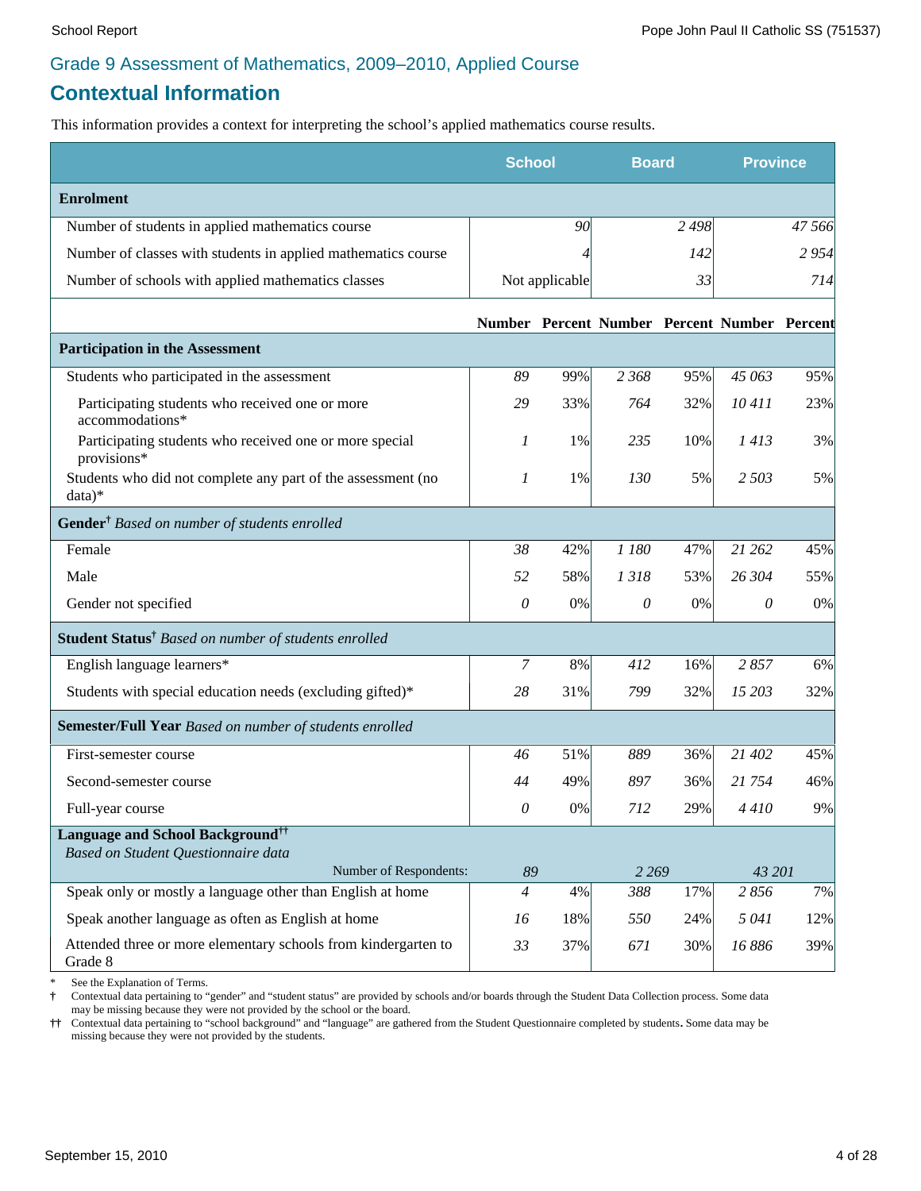## Grade 9 Assessment of Mathematics, 2009–2010, Applied Course

# Contextual Information

This information provides a context for interpreting the school's applied mathematics course results.

| | School | | Board | | Province | |
|---|---|---|---|---|---|---|
| **Enrolment** | | | | | | |
| Number of students in applied mathematics course | | *90* | | *2 498* | | *47 566* |
| Number of classes with students in applied mathematics course | | *4* | | *142* | | *2 954* |
| Number of schools with applied mathematics classes | | Not applicable | | *33* | | *714* |
| | **Number** | **Percent** | **Number** | **Percent** | **Number** | **Percent** |
| **Participation in the Assessment** | | | | | | |
| Students who participated in the assessment | *89* | 99% | *2 368* | 95% | *45 063* | 95% |
| Participating students who received one or more accommodations* | *29* | 33% | *764* | 32% | *10 411* | 23% |
| Participating students who received one or more special provisions* | *1* | 1% | *235* | 10% | *1 413* | 3% |
| Students who did not complete any part of the assessment (no data)* | *1* | 1% | *130* | 5% | *2 503* | 5% |
| **Gender†** *Based on number of students enrolled* | | | | | | |
| Female | *38* | 42% | *1 180* | 47% | *21 262* | 45% |
| Male | *52* | 58% | *1 318* | 53% | *26 304* | 55% |
| Gender not specified | *0* | 0% | *0* | 0% | *0* | 0% |
| **Student Status†** *Based on number of students enrolled* | | | | | | |
| English language learners* | *7* | 8% | *412* | 16% | *2 857* | 6% |
| Students with special education needs (excluding gifted)* | *28* | 31% | *799* | 32% | *15 203* | 32% |
| **Semester/Full Year** *Based on number of students enrolled* | | | | | | |
| First-semester course | *46* | 51% | *889* | 36% | *21 402* | 45% |
| Second-semester course | *44* | 49% | *897* | 36% | *21 754* | 46% |
| Full-year course | *0* | 0% | *712* | 29% | *4 410* | 9% |
| **Language and School Background††** *Based on Student Questionnaire data* | | | | | | |
| Number of Respondents: | *89* | | *2 269* | | *43 201* | |
| Speak only or mostly a language other than English at home | *4* | 4% | *388* | 17% | *2 856* | 7% |
| Speak another language as often as English at home | *16* | 18% | *550* | 24% | *5 041* | 12% |
| Attended three or more elementary schools from kindergarten to Grade 8 | *33* | 37% | *671* | 30% | *16 886* | 39% |

\* See the Explanation of Terms.

† Contextual data pertaining to "gender" and "student status" are provided by schools and/or boards through the Student Data Collection process. Some data may be missing because they were not provided by the school or the board.

†† Contextual data pertaining to "school background" and "language" are gathered from the Student Questionnaire completed by students. Some data may be missing because they were not provided by the students.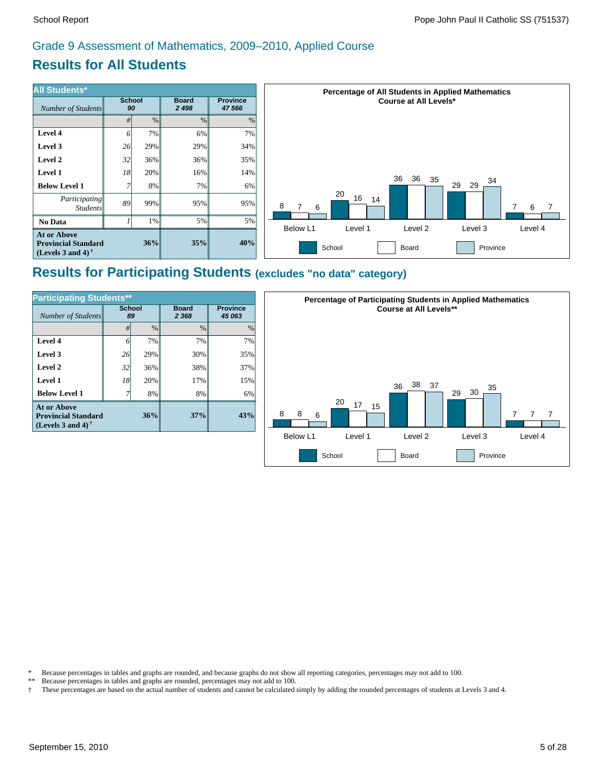## Grade 9 Assessment of Mathematics, 2009–2010, Applied Course

# Results for All Students

| All Students* | School 90 | | Board 2 498 | Province 47 566 |
|---|---|---|---|---|
| *Number of Students* | # | % | % | % |
| **Level 4** | 6 | 7% | 6% | 7% |
| **Level 3** | 26 | 29% | 29% | 34% |
| **Level 2** | 32 | 36% | 36% | 35% |
| **Level 1** | 18 | 20% | 16% | 14% |
| **Below Level 1** | 7 | 8% | 7% | 6% |
| *Participating Students* | 89 | 99% | 95% | 95% |
| **No Data** | 1 | 1% | 5% | 5% |
| **At or Above Provincial Standard (Levels 3 and 4)†** | | **36%** | **35%** | **40%** |

**Percentage of All Students in Applied Mathematics Course at All Levels***

| | School | Board | Province |
|---|---|---|---|
| Below L1 | 8 | 7 | 6 |
| Level 1 | 20 | 16 | 14 |
| Level 2 | 36 | 36 | 35 |
| Level 3 | 29 | 29 | 34 |
| Level 4 | 7 | 6 | 7 |

# Results for Participating Students (excludes "no data" category)

| Participating Students** | School 89 | | Board 2 368 | Province 45 063 |
|---|---|---|---|---|
| *Number of Students* | # | % | % | % |
| **Level 4** | 6 | 7% | 7% | 7% |
| **Level 3** | 26 | 29% | 30% | 35% |
| **Level 2** | 32 | 36% | 38% | 37% |
| **Level 1** | 18 | 20% | 17% | 15% |
| **Below Level 1** | 7 | 8% | 8% | 6% |
| **At or Above Provincial Standard (Levels 3 and 4)†** | | **36%** | **37%** | **43%** |

**Percentage of Participating Students in Applied Mathematics Course at All Levels****

| | School | Board | Province |
|---|---|---|---|
| Below L1 | 8 | 8 | 6 |
| Level 1 | 20 | 17 | 15 |
| Level 2 | 36 | 38 | 37 |
| Level 3 | 29 | 30 | 35 |
| Level 4 | 7 | 7 | 7 |

\* Because percentages in tables and graphs are rounded, and because graphs do not show all reporting categories, percentages may not add to 100.

** Because percentages in tables and graphs are rounded, percentages may not add to 100.

† These percentages are based on the actual number of students and cannot be calculated simply by adding the rounded percentages of students at Levels 3 and 4.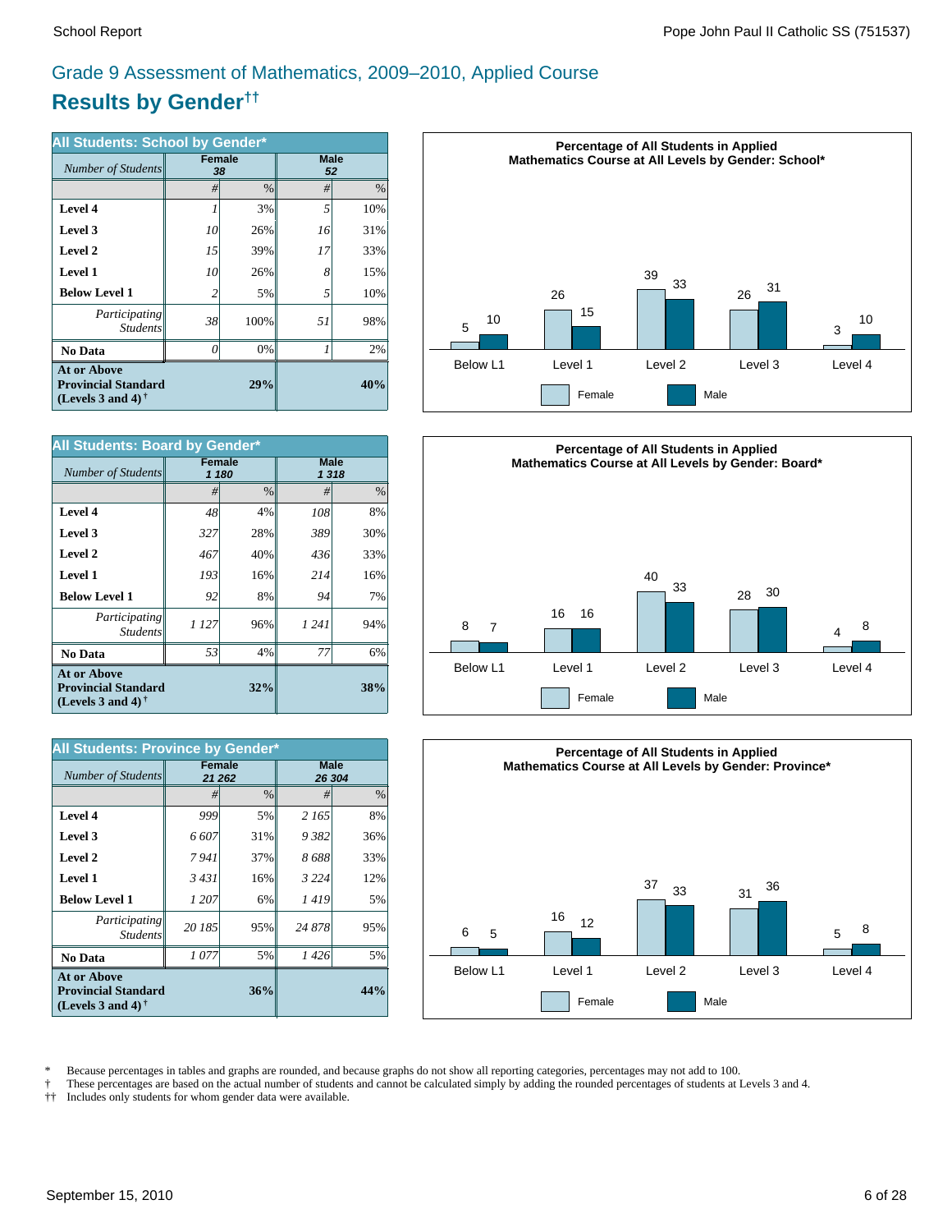# Grade 9 Assessment of Mathematics, 2009–2010, Applied Course

## Results by Gender††

| All Students: School by Gender* | Female | | Male | |
|---|---|---|---|---|
| *Number of Students* | *38* | | *52* | |
| | # | % | # | % |
| **Level 4** | *1* | 3% | *5* | 10% |
| **Level 3** | *10* | 26% | *16* | 31% |
| **Level 2** | *15* | 39% | *17* | 33% |
| **Level 1** | *10* | 26% | *8* | 15% |
| **Below Level 1** | *2* | 5% | *5* | 10% |
| *Participating Students* | *38* | 100% | *51* | 98% |
| **No Data** | *0* | 0% | *1* | 2% |
| **At or Above Provincial Standard (Levels 3 and 4)†** | | **29%** | | **40%** |

**Percentage of All Students in Applied Mathematics Course at All Levels by Gender: School***

| | Below L1 | Level 1 | Level 2 | Level 3 | Level 4 |
|---|---|---|---|---|---|
| Female | 5 | 26 | 39 | 26 | 3 |
| Male | 10 | 15 | 33 | 31 | 10 |

| All Students: Board by Gender* | Female | | Male | |
|---|---|---|---|---|
| *Number of Students* | *1 180* | | *1 318* | |
| | # | % | # | % |
| **Level 4** | *48* | 4% | *108* | 8% |
| **Level 3** | *327* | 28% | *389* | 30% |
| **Level 2** | *467* | 40% | *436* | 33% |
| **Level 1** | *193* | 16% | *214* | 16% |
| **Below Level 1** | *92* | 8% | *94* | 7% |
| *Participating Students* | *1 127* | 96% | *1 241* | 94% |
| **No Data** | *53* | 4% | *77* | 6% |
| **At or Above Provincial Standard (Levels 3 and 4)†** | | **32%** | | **38%** |

**Percentage of All Students in Applied Mathematics Course at All Levels by Gender: Board***

| | Below L1 | Level 1 | Level 2 | Level 3 | Level 4 |
|---|---|---|---|---|---|
| Female | 8 | 16 | 40 | 28 | 4 |
| Male | 7 | 16 | 33 | 30 | 8 |

| All Students: Province by Gender* | Female | | Male | |
|---|---|---|---|---|
| *Number of Students* | *21 262* | | *26 304* | |
| | # | % | # | % |
| **Level 4** | *999* | 5% | *2 165* | 8% |
| **Level 3** | *6 607* | 31% | *9 382* | 36% |
| **Level 2** | *7 941* | 37% | *8 688* | 33% |
| **Level 1** | *3 431* | 16% | *3 224* | 12% |
| **Below Level 1** | *1 207* | 6% | *1 419* | 5% |
| *Participating Students* | *20 185* | 95% | *24 878* | 95% |
| **No Data** | *1 077* | 5% | *1 426* | 5% |
| **At or Above Provincial Standard (Levels 3 and 4)†** | | **36%** | | **44%** |

**Percentage of All Students in Applied Mathematics Course at All Levels by Gender: Province***

| | Below L1 | Level 1 | Level 2 | Level 3 | Level 4 |
|---|---|---|---|---|---|
| Female | 6 | 16 | 37 | 31 | 5 |
| Male | 5 | 12 | 33 | 36 | 8 |

\* Because percentages in tables and graphs are rounded, and because graphs do not show all reporting categories, percentages may not add to 100.
† These percentages are based on the actual number of students and cannot be calculated simply by adding the rounded percentages of students at Levels 3 and 4.
†† Includes only students for whom gender data were available.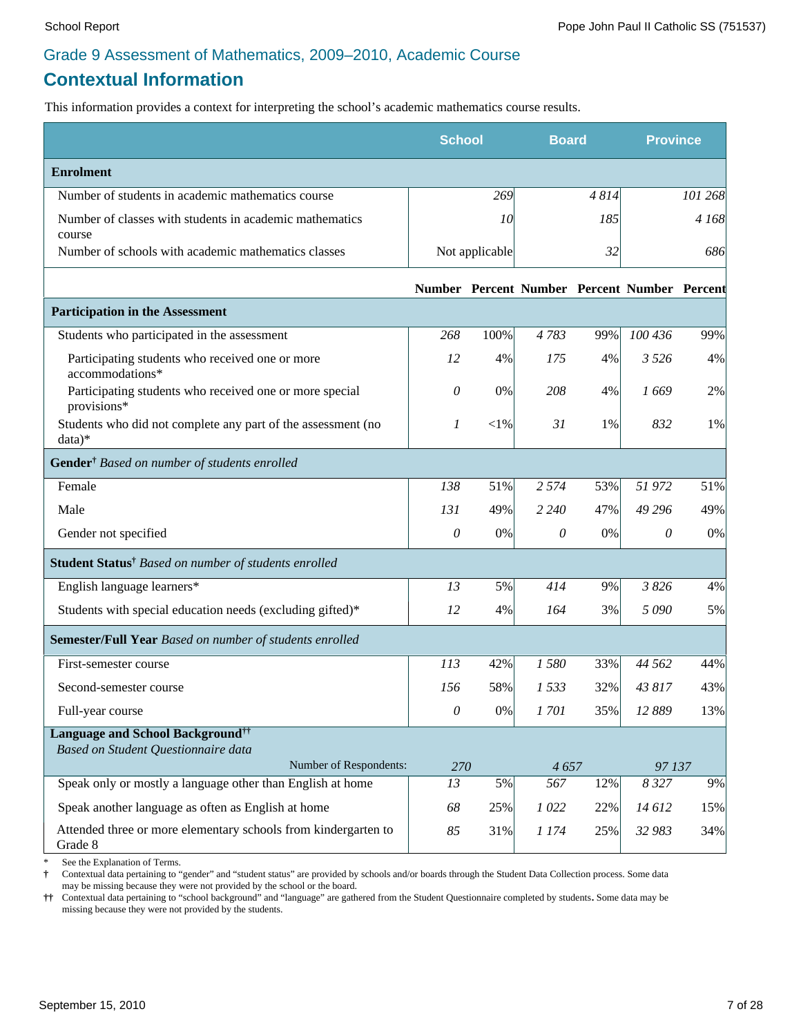## Grade 9 Assessment of Mathematics, 2009–2010, Academic Course

# Contextual Information

This information provides a context for interpreting the school's academic mathematics course results.

| | School | | Board | | Province | |
|---|---|---|---|---|---|---|
| **Enrolment** | | | | | | |
| Number of students in academic mathematics course | | *269* | | *4 814* | | *101 268* |
| Number of classes with students in academic mathematics course | | *10* | | *185* | | *4 168* |
| Number of schools with academic mathematics classes | | Not applicable | | *32* | | *686* |
| | **Number** | **Percent** | **Number** | **Percent** | **Number** | **Percent** |
| **Participation in the Assessment** | | | | | | |
| Students who participated in the assessment | *268* | 100% | *4 783* | 99% | *100 436* | 99% |
| Participating students who received one or more accommodations* | *12* | 4% | *175* | 4% | *3 526* | 4% |
| Participating students who received one or more special provisions* | *0* | 0% | *208* | 4% | *1 669* | 2% |
| Students who did not complete any part of the assessment (no data)* | *1* | <1% | *31* | 1% | *832* | 1% |
| **Gender**† *Based on number of students enrolled* | | | | | | |
| Female | *138* | 51% | *2 574* | 53% | *51 972* | 51% |
| Male | *131* | 49% | *2 240* | 47% | *49 296* | 49% |
| Gender not specified | *0* | 0% | *0* | 0% | *0* | 0% |
| **Student Status**† *Based on number of students enrolled* | | | | | | |
| English language learners* | *13* | 5% | *414* | 9% | *3 826* | 4% |
| Students with special education needs (excluding gifted)* | *12* | 4% | *164* | 3% | *5 090* | 5% |
| **Semester/Full Year** *Based on number of students enrolled* | | | | | | |
| First-semester course | *113* | 42% | *1 580* | 33% | *44 562* | 44% |
| Second-semester course | *156* | 58% | *1 533* | 32% | *43 817* | 43% |
| Full-year course | *0* | 0% | *1 701* | 35% | *12 889* | 13% |
| **Language and School Background**†† *Based on Student Questionnaire data* | | | | | | |
| Number of Respondents: | *270* | | *4 657* | | *97 137* | |
| Speak only or mostly a language other than English at home | *13* | 5% | *567* | 12% | *8 327* | 9% |
| Speak another language as often as English at home | *68* | 25% | *1 022* | 22% | *14 612* | 15% |
| Attended three or more elementary schools from kindergarten to Grade 8 | *85* | 31% | *1 174* | 25% | *32 983* | 34% |

\* See the Explanation of Terms.

† Contextual data pertaining to "gender" and "student status" are provided by schools and/or boards through the Student Data Collection process. Some data may be missing because they were not provided by the school or the board.

†† Contextual data pertaining to "school background" and "language" are gathered from the Student Questionnaire completed by students. Some data may be missing because they were not provided by the students.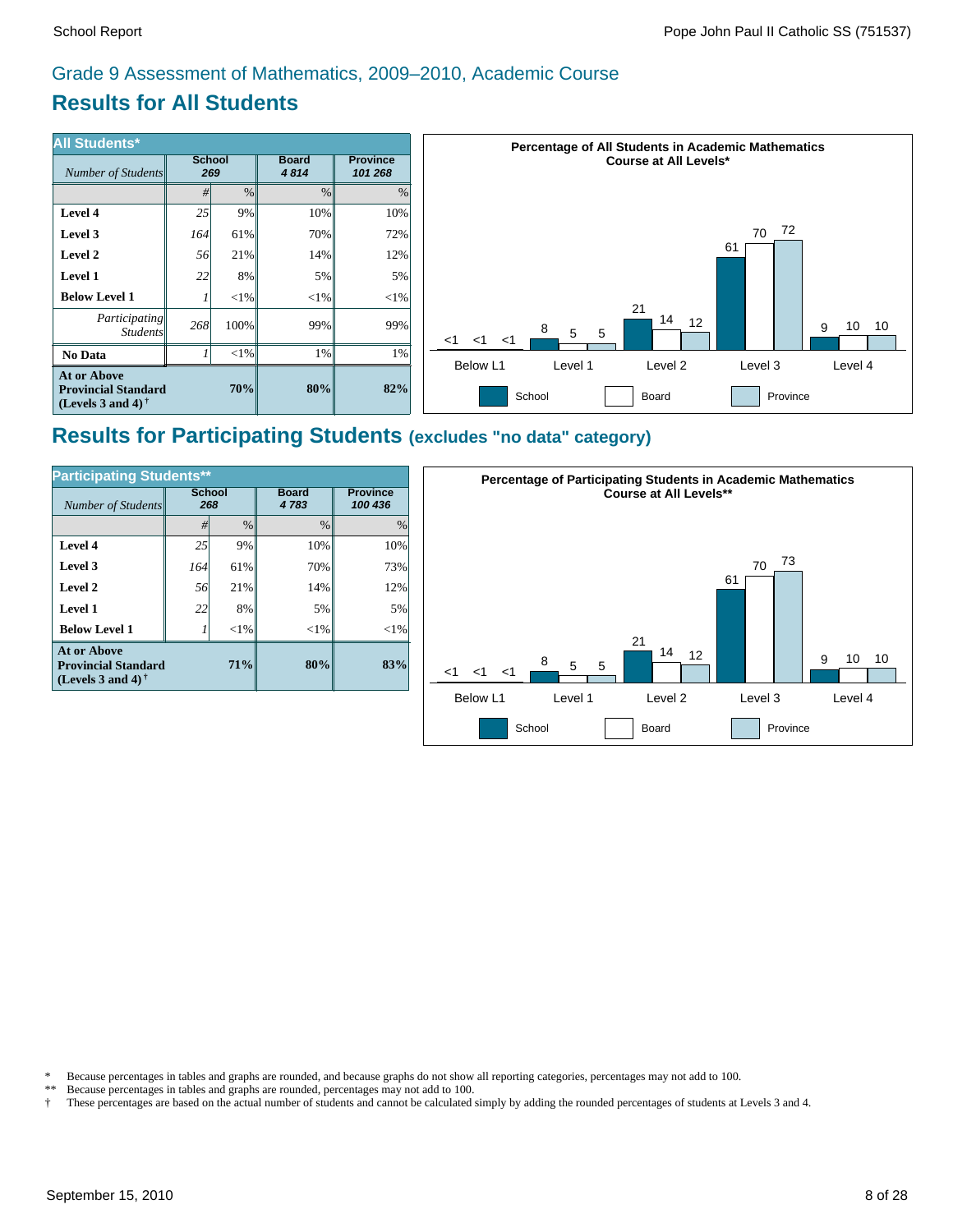## Grade 9 Assessment of Mathematics, 2009–2010, Academic Course

# Results for All Students

| All Students* | School | | Board | Province |
|---|---|---|---|---|
| *Number of Students* | 269 | | 4 814 | 101 268 |
| | # | % | % | % |
| **Level 4** | 25 | 9% | 10% | 10% |
| **Level 3** | 164 | 61% | 70% | 72% |
| **Level 2** | 56 | 21% | 14% | 12% |
| **Level 1** | 22 | 8% | 5% | 5% |
| **Below Level 1** | 1 | <1% | <1% | <1% |
| *Participating Students* | 268 | 100% | 99% | 99% |
| **No Data** | 1 | <1% | 1% | 1% |
| **At or Above Provincial Standard (Levels 3 and 4)†** | | **70%** | **80%** | **82%** |

**Percentage of All Students in Academic Mathematics Course at All Levels***

| | School | Board | Province |
|---|---|---|---|
| Below L1 | <1 | <1 | <1 |
| Level 1 | 8 | 5 | 5 |
| Level 2 | 21 | 14 | 12 |
| Level 3 | 61 | 70 | 72 |
| Level 4 | 9 | 10 | 10 |

# Results for Participating Students (excludes "no data" category)

| Participating Students** | School | | Board | Province |
|---|---|---|---|---|
| *Number of Students* | 268 | | 4 783 | 100 436 |
| | # | % | % | % |
| **Level 4** | 25 | 9% | 10% | 10% |
| **Level 3** | 164 | 61% | 70% | 73% |
| **Level 2** | 56 | 21% | 14% | 12% |
| **Level 1** | 22 | 8% | 5% | 5% |
| **Below Level 1** | 1 | <1% | <1% | <1% |
| **At or Above Provincial Standard (Levels 3 and 4)†** | | **71%** | **80%** | **83%** |

**Percentage of Participating Students in Academic Mathematics Course at All Levels****

| | School | Board | Province |
|---|---|---|---|
| Below L1 | <1 | <1 | <1 |
| Level 1 | 8 | 5 | 5 |
| Level 2 | 21 | 14 | 12 |
| Level 3 | 61 | 70 | 73 |
| Level 4 | 9 | 10 | 10 |

\* Because percentages in tables and graphs are rounded, and because graphs do not show all reporting categories, percentages may not add to 100.
** Because percentages in tables and graphs are rounded, percentages may not add to 100.
† These percentages are based on the actual number of students and cannot be calculated simply by adding the rounded percentages of students at Levels 3 and 4.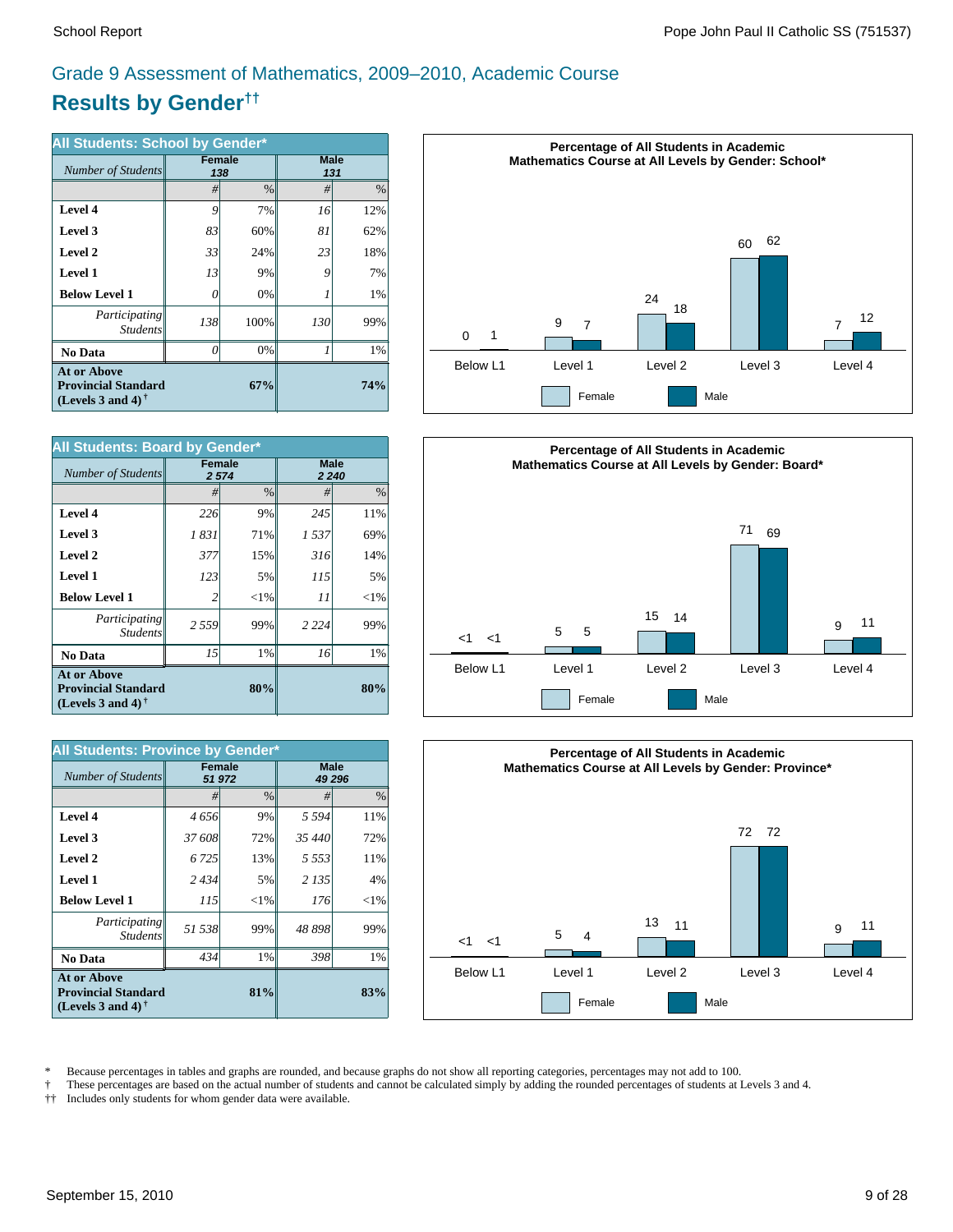# Grade 9 Assessment of Mathematics, 2009–2010, Academic Course

## Results by Gender††

**All Students: School by Gender***

| *Number of Students* | Female 138 | | Male 131 | |
|---|---|---|---|---|
| | # | % | # | % |
| **Level 4** | *9* | 7% | *16* | 12% |
| **Level 3** | *83* | 60% | *81* | 62% |
| **Level 2** | *33* | 24% | *23* | 18% |
| **Level 1** | *13* | 9% | *9* | 7% |
| **Below Level 1** | *0* | 0% | *1* | 1% |
| *Participating Students* | *138* | 100% | *130* | 99% |
| **No Data** | *0* | 0% | *1* | 1% |
| **At or Above Provincial Standard (Levels 3 and 4)†** | | **67%** | | **74%** |

**Percentage of All Students in Academic Mathematics Course at All Levels by Gender: School***

| | Below L1 | Level 1 | Level 2 | Level 3 | Level 4 |
|---|---|---|---|---|---|
| Female | 0 | 9 | 24 | 60 | 7 |
| Male | 1 | 7 | 18 | 62 | 12 |

**All Students: Board by Gender***

| *Number of Students* | Female 2 574 | | Male 2 240 | |
|---|---|---|---|---|
| | # | % | # | % |
| **Level 4** | *226* | 9% | *245* | 11% |
| **Level 3** | *1 831* | 71% | *1 537* | 69% |
| **Level 2** | *377* | 15% | *316* | 14% |
| **Level 1** | *123* | 5% | *115* | 5% |
| **Below Level 1** | *2* | <1% | *11* | <1% |
| *Participating Students* | *2 559* | 99% | *2 224* | 99% |
| **No Data** | *15* | 1% | *16* | 1% |
| **At or Above Provincial Standard (Levels 3 and 4)†** | | **80%** | | **80%** |

**Percentage of All Students in Academic Mathematics Course at All Levels by Gender: Board***

| | Below L1 | Level 1 | Level 2 | Level 3 | Level 4 |
|---|---|---|---|---|---|
| Female | <1 | 5 | 15 | 71 | 9 |
| Male | <1 | 5 | 14 | 69 | 11 |

**All Students: Province by Gender***

| *Number of Students* | Female 51 972 | | Male 49 296 | |
|---|---|---|---|---|
| | # | % | # | % |
| **Level 4** | *4 656* | 9% | *5 594* | 11% |
| **Level 3** | *37 608* | 72% | *35 440* | 72% |
| **Level 2** | *6 725* | 13% | *5 553* | 11% |
| **Level 1** | *2 434* | 5% | *2 135* | 4% |
| **Below Level 1** | *115* | <1% | *176* | <1% |
| *Participating Students* | *51 538* | 99% | *48 898* | 99% |
| **No Data** | *434* | 1% | *398* | 1% |
| **At or Above Provincial Standard (Levels 3 and 4)†** | | **81%** | | **83%** |

**Percentage of All Students in Academic Mathematics Course at All Levels by Gender: Province***

| | Below L1 | Level 1 | Level 2 | Level 3 | Level 4 |
|---|---|---|---|---|---|
| Female | <1 | 5 | 13 | 72 | 9 |
| Male | <1 | 4 | 11 | 72 | 11 |

\* Because percentages in tables and graphs are rounded, and because graphs do not show all reporting categories, percentages may not add to 100.

† These percentages are based on the actual number of students and cannot be calculated simply by adding the rounded percentages of students at Levels 3 and 4.

†† Includes only students for whom gender data were available.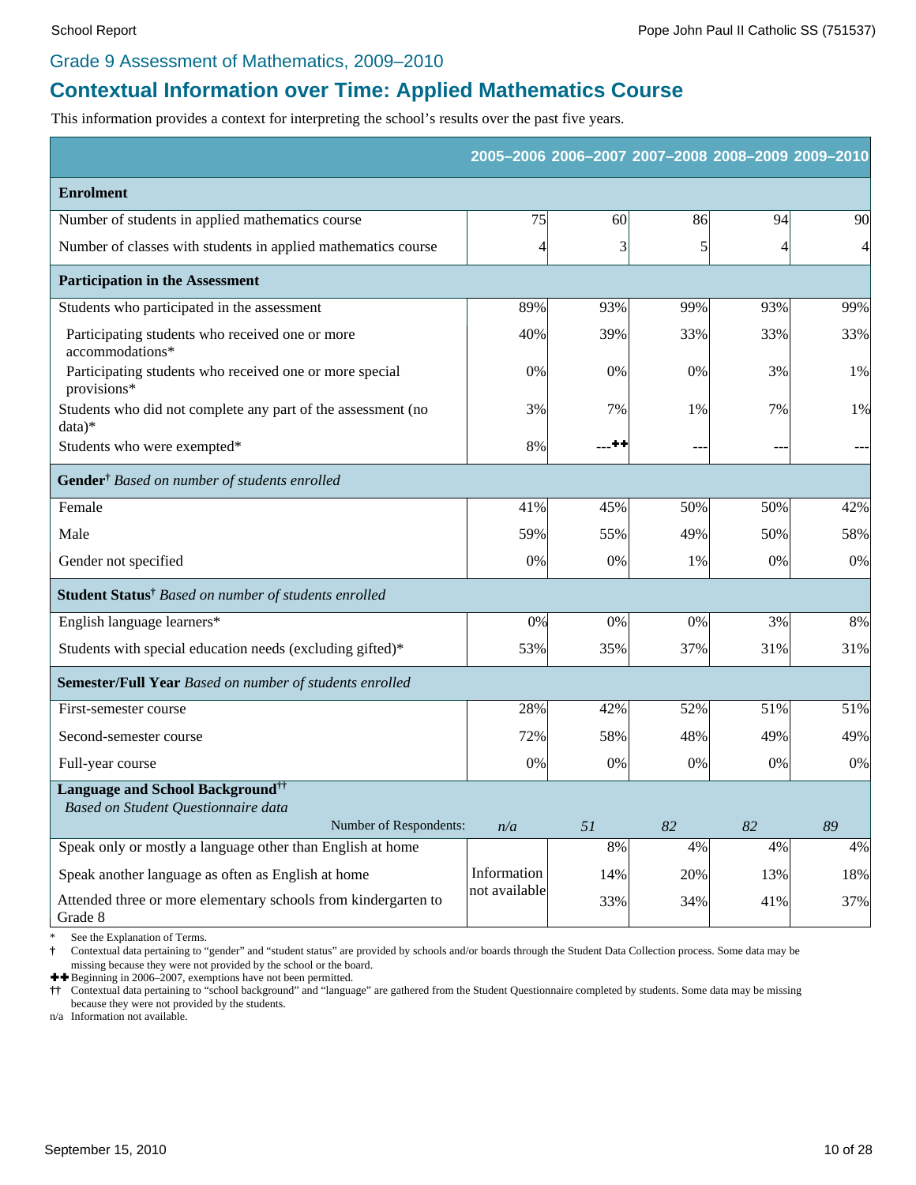## Grade 9 Assessment of Mathematics, 2009–2010

# Contextual Information over Time: Applied Mathematics Course

This information provides a context for interpreting the school's results over the past five years.

| | 2005–2006 | 2006–2007 | 2007–2008 | 2008–2009 | 2009–2010 |
|---|---|---|---|---|---|
| **Enrolment** | | | | | |
| Number of students in applied mathematics course | 75 | 60 | 86 | 94 | 90 |
| Number of classes with students in applied mathematics course | 4 | 3 | 5 | 4 | 4 |
| **Participation in the Assessment** | | | | | |
| Students who participated in the assessment | 89% | 93% | 99% | 93% | 99% |
| Participating students who received one or more accommodations* | 40% | 39% | 33% | 33% | 33% |
| Participating students who received one or more special provisions* | 0% | 0% | 0% | 3% | 1% |
| Students who did not complete any part of the assessment (no data)* | 3% | 7% | 1% | 7% | 1% |
| Students who were exempted* | 8% | ---✚✚ | --- | --- | --- |
| **Gender**† *Based on number of students enrolled* | | | | | |
| Female | 41% | 45% | 50% | 50% | 42% |
| Male | 59% | 55% | 49% | 50% | 58% |
| Gender not specified | 0% | 0% | 1% | 0% | 0% |
| **Student Status**† *Based on number of students enrolled* | | | | | |
| English language learners* | 0% | 0% | 0% | 3% | 8% |
| Students with special education needs (excluding gifted)* | 53% | 35% | 37% | 31% | 31% |
| **Semester/Full Year** *Based on number of students enrolled* | | | | | |
| First-semester course | 28% | 42% | 52% | 51% | 51% |
| Second-semester course | 72% | 58% | 48% | 49% | 49% |
| Full-year course | 0% | 0% | 0% | 0% | 0% |
| **Language and School Background**†† *Based on Student Questionnaire data* — Number of Respondents: | *n/a* | *51* | *82* | *82* | *89* |
| Speak only or mostly a language other than English at home | Information not available | 8% | 4% | 4% | 4% |
| Speak another language as often as English at home | | 14% | 20% | 13% | 18% |
| Attended three or more elementary schools from kindergarten to Grade 8 | | 33% | 34% | 41% | 37% |

\* See the Explanation of Terms.

† Contextual data pertaining to "gender" and "student status" are provided by schools and/or boards through the Student Data Collection process. Some data may be missing because they were not provided by the school or the board.

✚✚ Beginning in 2006–2007, exemptions have not been permitted.

†† Contextual data pertaining to "school background" and "language" are gathered from the Student Questionnaire completed by students. Some data may be missing because they were not provided by the students.

n/a Information not available.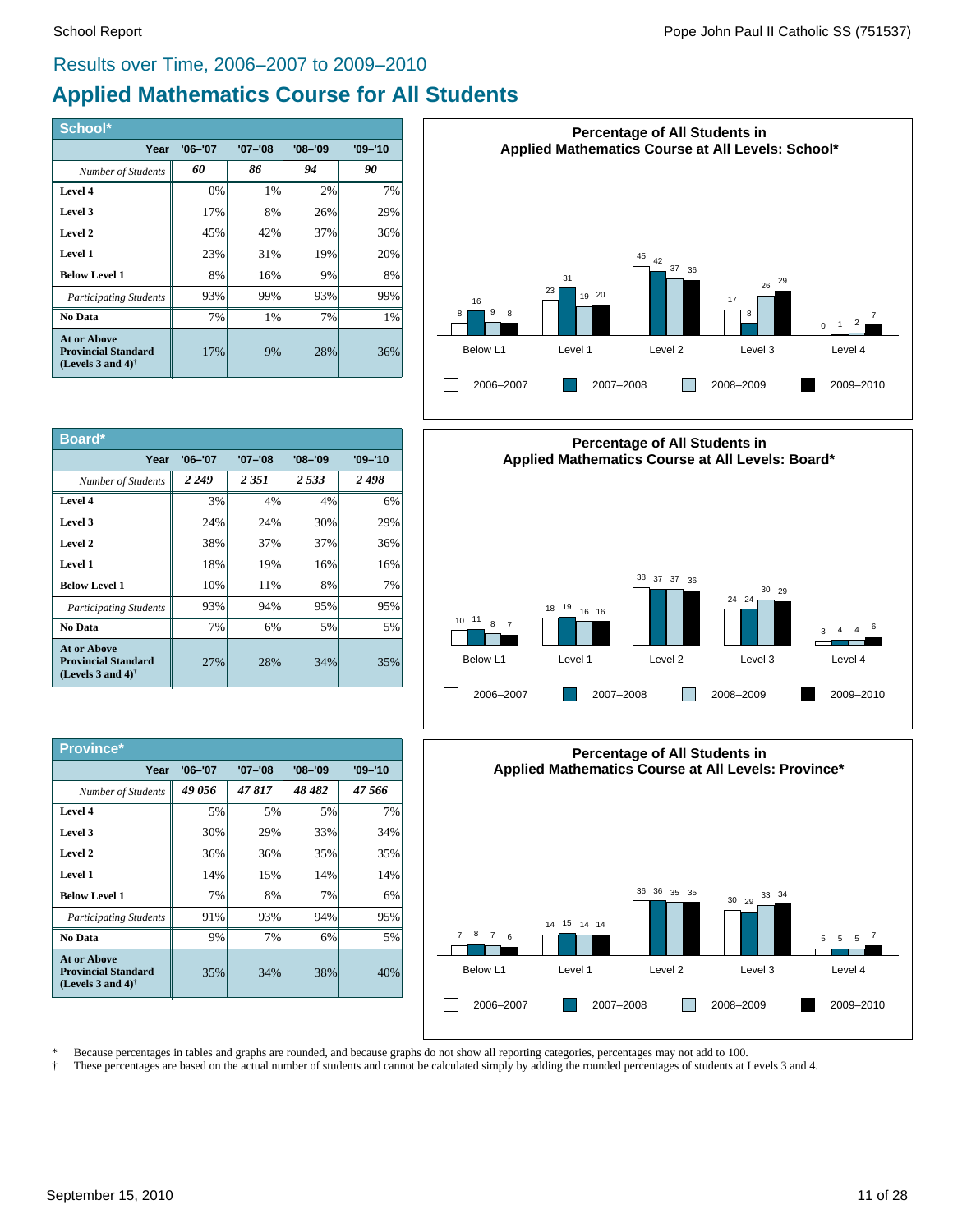## Results over Time, 2006–2007 to 2009–2010

# Applied Mathematics Course for All Students

| School* | '06–'07 | '07–'08 | '08–'09 | '09–'10 |
|---|---|---|---|---|
| *Number of Students* | *60* | *86* | *94* | *90* |
| **Level 4** | 0% | 1% | 2% | 7% |
| **Level 3** | 17% | 8% | 26% | 29% |
| **Level 2** | 45% | 42% | 37% | 36% |
| **Level 1** | 23% | 31% | 19% | 20% |
| **Below Level 1** | 8% | 16% | 9% | 8% |
| *Participating Students* | 93% | 99% | 93% | 99% |
| **No Data** | 7% | 1% | 7% | 1% |
| **At or Above Provincial Standard (Levels 3 and 4)**† | 17% | 9% | 28% | 36% |

**Percentage of All Students in Applied Mathematics Course at All Levels: School***

| | 2006–2007 | 2007–2008 | 2008–2009 | 2009–2010 |
|---|---|---|---|---|
| Below L1 | 8 | 16 | 9 | 8 |
| Level 1 | 23 | 31 | 19 | 20 |
| Level 2 | 45 | 42 | 37 | 36 |
| Level 3 | 17 | 8 | 26 | 29 |
| Level 4 | 0 | 1 | 2 | 7 |

| Board* | '06–'07 | '07–'08 | '08–'09 | '09–'10 |
|---|---|---|---|---|
| *Number of Students* | *2 249* | *2 351* | *2 533* | *2 498* |
| **Level 4** | 3% | 4% | 4% | 6% |
| **Level 3** | 24% | 24% | 30% | 29% |
| **Level 2** | 38% | 37% | 37% | 36% |
| **Level 1** | 18% | 19% | 16% | 16% |
| **Below Level 1** | 10% | 11% | 8% | 7% |
| *Participating Students* | 93% | 94% | 95% | 95% |
| **No Data** | 7% | 6% | 5% | 5% |
| **At or Above Provincial Standard (Levels 3 and 4)**† | 27% | 28% | 34% | 35% |

**Percentage of All Students in Applied Mathematics Course at All Levels: Board***

| | 2006–2007 | 2007–2008 | 2008–2009 | 2009–2010 |
|---|---|---|---|---|
| Below L1 | 10 | 11 | 8 | 7 |
| Level 1 | 18 | 19 | 16 | 16 |
| Level 2 | 38 | 37 | 37 | 36 |
| Level 3 | 24 | 24 | 30 | 29 |
| Level 4 | 3 | 4 | 4 | 6 |

| Province* | '06–'07 | '07–'08 | '08–'09 | '09–'10 |
|---|---|---|---|---|
| *Number of Students* | *49 056* | *47 817* | *48 482* | *47 566* |
| **Level 4** | 5% | 5% | 5% | 7% |
| **Level 3** | 30% | 29% | 33% | 34% |
| **Level 2** | 36% | 36% | 35% | 35% |
| **Level 1** | 14% | 15% | 14% | 14% |
| **Below Level 1** | 7% | 8% | 7% | 6% |
| *Participating Students* | 91% | 93% | 94% | 95% |
| **No Data** | 9% | 7% | 6% | 5% |
| **At or Above Provincial Standard (Levels 3 and 4)**† | 35% | 34% | 38% | 40% |

**Percentage of All Students in Applied Mathematics Course at All Levels: Province***

| | 2006–2007 | 2007–2008 | 2008–2009 | 2009–2010 |
|---|---|---|---|---|
| Below L1 | 7 | 8 | 7 | 6 |
| Level 1 | 14 | 15 | 14 | 14 |
| Level 2 | 36 | 36 | 35 | 35 |
| Level 3 | 30 | 29 | 33 | 34 |
| Level 4 | 5 | 5 | 5 | 7 |

\* Because percentages in tables and graphs are rounded, and because graphs do not show all reporting categories, percentages may not add to 100.

† These percentages are based on the actual number of students and cannot be calculated simply by adding the rounded percentages of students at Levels 3 and 4.

September 15, 2010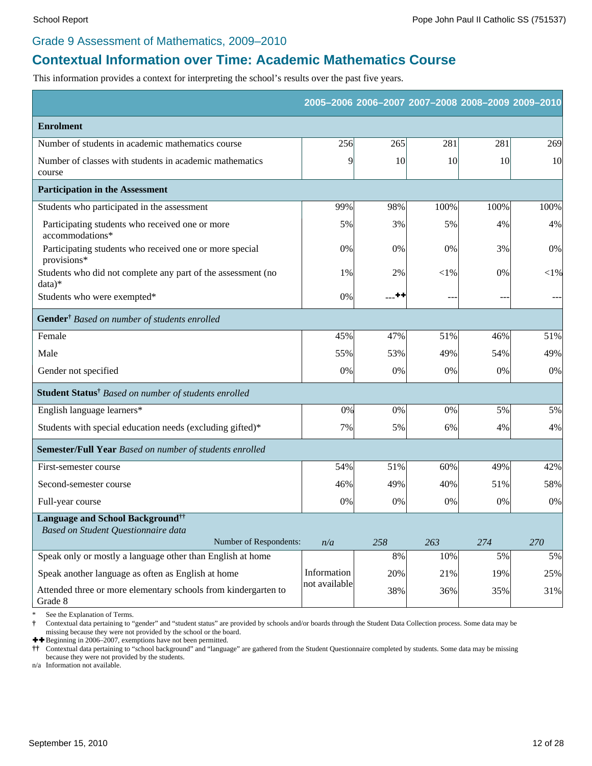## Grade 9 Assessment of Mathematics, 2009–2010

# Contextual Information over Time: Academic Mathematics Course

This information provides a context for interpreting the school's results over the past five years.

| | 2005–2006 | 2006–2007 | 2007–2008 | 2008–2009 | 2009–2010 |
|---|---|---|---|---|---|
| **Enrolment** | | | | | |
| Number of students in academic mathematics course | 256 | 265 | 281 | 281 | 269 |
| Number of classes with students in academic mathematics course | 9 | 10 | 10 | 10 | 10 |
| **Participation in the Assessment** | | | | | |
| Students who participated in the assessment | 99% | 98% | 100% | 100% | 100% |
| Participating students who received one or more accommodations* | 5% | 3% | 5% | 4% | 4% |
| Participating students who received one or more special provisions* | 0% | 0% | 0% | 3% | 0% |
| Students who did not complete any part of the assessment (no data)* | 1% | 2% | <1% | 0% | <1% |
| Students who were exempted* | 0% | ---✚✚ | --- | --- | --- |
| **Gender**† *Based on number of students enrolled* | | | | | |
| Female | 45% | 47% | 51% | 46% | 51% |
| Male | 55% | 53% | 49% | 54% | 49% |
| Gender not specified | 0% | 0% | 0% | 0% | 0% |
| **Student Status**† *Based on number of students enrolled* | | | | | |
| English language learners* | 0% | 0% | 0% | 5% | 5% |
| Students with special education needs (excluding gifted)* | 7% | 5% | 6% | 4% | 4% |
| **Semester/Full Year** *Based on number of students enrolled* | | | | | |
| First-semester course | 54% | 51% | 60% | 49% | 42% |
| Second-semester course | 46% | 49% | 40% | 51% | 58% |
| Full-year course | 0% | 0% | 0% | 0% | 0% |
| **Language and School Background**†† *Based on Student Questionnaire data* | | | | | |
| Number of Respondents: | *n/a* | *258* | *263* | *274* | *270* |
| Speak only or mostly a language other than English at home | Information not available | 8% | 10% | 5% | 5% |
| Speak another language as often as English at home | | 20% | 21% | 19% | 25% |
| Attended three or more elementary schools from kindergarten to Grade 8 | | 38% | 36% | 35% | 31% |

\* See the Explanation of Terms.

† Contextual data pertaining to "gender" and "student status" are provided by schools and/or boards through the Student Data Collection process. Some data may be missing because they were not provided by the school or the board.

✚✚ Beginning in 2006–2007, exemptions have not been permitted.

†† Contextual data pertaining to "school background" and "language" are gathered from the Student Questionnaire completed by students. Some data may be missing because they were not provided by the students.

n/a Information not available.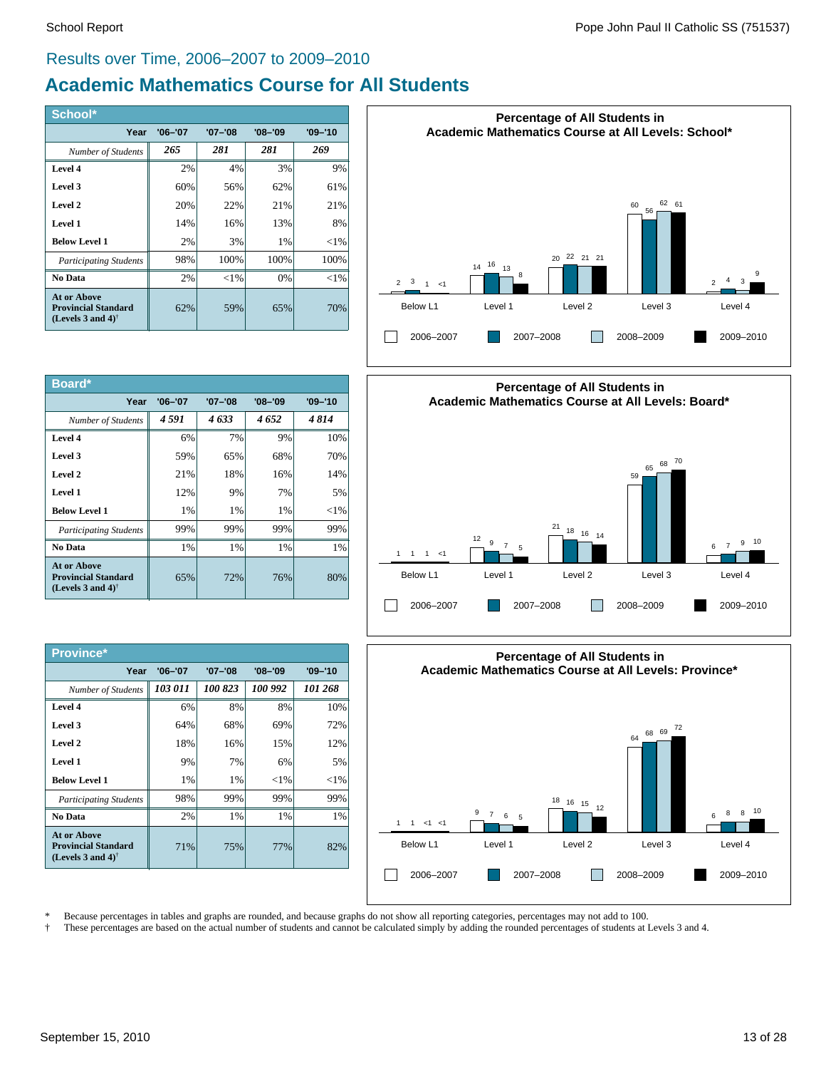## Results over Time, 2006–2007 to 2009–2010

# Academic Mathematics Course for All Students

### School*

| Year | '06–'07 | '07–'08 | '08–'09 | '09–'10 |
|---|---|---|---|---|
| *Number of Students* | *265* | *281* | *281* | *269* |
| **Level 4** | 2% | 4% | 3% | 9% |
| **Level 3** | 60% | 56% | 62% | 61% |
| **Level 2** | 20% | 22% | 21% | 21% |
| **Level 1** | 14% | 16% | 13% | 8% |
| **Below Level 1** | 2% | 3% | 1% | <1% |
| *Participating Students* | 98% | 100% | 100% | 100% |
| **No Data** | 2% | <1% | 0% | <1% |
| **At or Above Provincial Standard (Levels 3 and 4)†** | 62% | 59% | 65% | 70% |

**Percentage of All Students in Academic Mathematics Course at All Levels: School***

| | 2006–2007 | 2007–2008 | 2008–2009 | 2009–2010 |
|---|---|---|---|---|
| Below L1 | 2 | 3 | 1 | <1 |
| Level 1 | 14 | 16 | 13 | 8 |
| Level 2 | 20 | 22 | 21 | 21 |
| Level 3 | 60 | 56 | 62 | 61 |
| Level 4 | 2 | 4 | 3 | 9 |

### Board*

| Year | '06–'07 | '07–'08 | '08–'09 | '09–'10 |
|---|---|---|---|---|
| *Number of Students* | *4 591* | *4 633* | *4 652* | *4 814* |
| **Level 4** | 6% | 7% | 9% | 10% |
| **Level 3** | 59% | 65% | 68% | 70% |
| **Level 2** | 21% | 18% | 16% | 14% |
| **Level 1** | 12% | 9% | 7% | 5% |
| **Below Level 1** | 1% | 1% | 1% | <1% |
| *Participating Students* | 99% | 99% | 99% | 99% |
| **No Data** | 1% | 1% | 1% | 1% |
| **At or Above Provincial Standard (Levels 3 and 4)†** | 65% | 72% | 76% | 80% |

**Percentage of All Students in Academic Mathematics Course at All Levels: Board***

| | 2006–2007 | 2007–2008 | 2008–2009 | 2009–2010 |
|---|---|---|---|---|
| Below L1 | 1 | 1 | 1 | <1 |
| Level 1 | 12 | 9 | 7 | 5 |
| Level 2 | 21 | 18 | 16 | 14 |
| Level 3 | 59 | 65 | 68 | 70 |
| Level 4 | 6 | 7 | 9 | 10 |

### Province*

| Year | '06–'07 | '07–'08 | '08–'09 | '09–'10 |
|---|---|---|---|---|
| *Number of Students* | *103 011* | *100 823* | *100 992* | *101 268* |
| **Level 4** | 6% | 8% | 8% | 10% |
| **Level 3** | 64% | 68% | 69% | 72% |
| **Level 2** | 18% | 16% | 15% | 12% |
| **Level 1** | 9% | 7% | 6% | 5% |
| **Below Level 1** | 1% | 1% | <1% | <1% |
| *Participating Students* | 98% | 99% | 99% | 99% |
| **No Data** | 2% | 1% | 1% | 1% |
| **At or Above Provincial Standard (Levels 3 and 4)†** | 71% | 75% | 77% | 82% |

**Percentage of All Students in Academic Mathematics Course at All Levels: Province***

| | 2006–2007 | 2007–2008 | 2008–2009 | 2009–2010 |
|---|---|---|---|---|
| Below L1 | 1 | 1 | <1 | <1 |
| Level 1 | 9 | 7 | 6 | 5 |
| Level 2 | 18 | 16 | 15 | 12 |
| Level 3 | 64 | 68 | 69 | 72 |
| Level 4 | 6 | 8 | 8 | 10 |

\* Because percentages in tables and graphs are rounded, and because graphs do not show all reporting categories, percentages may not add to 100.

† These percentages are based on the actual number of students and cannot be calculated simply by adding the rounded percentages of students at Levels 3 and 4.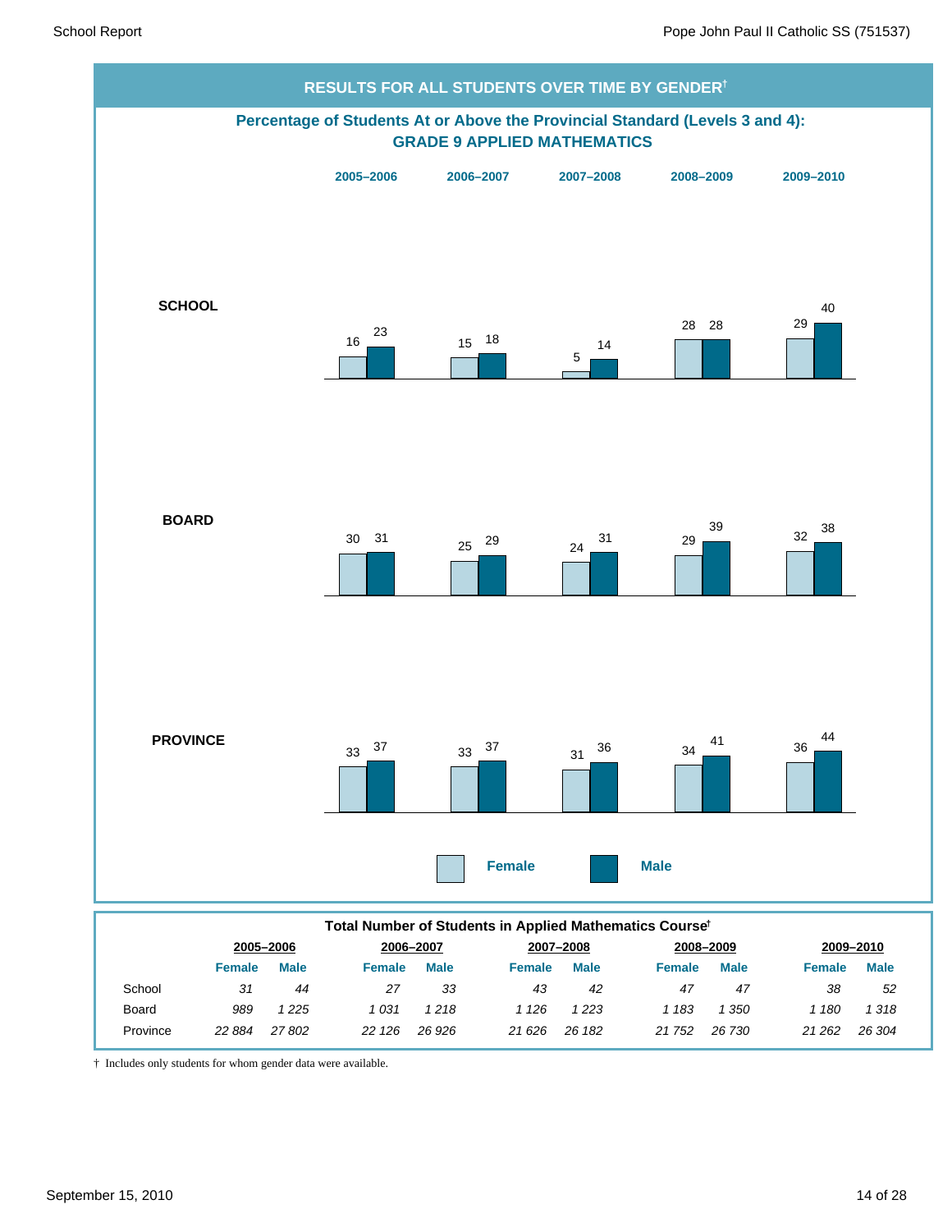## RESULTS FOR ALL STUDENTS OVER TIME BY GENDER†

### Percentage of Students At or Above the Provincial Standard (Levels 3 and 4): GRADE 9 APPLIED MATHEMATICS

| | 2005–2006 Female | 2005–2006 Male | 2006–2007 Female | 2006–2007 Male | 2007–2008 Female | 2007–2008 Male | 2008–2009 Female | 2008–2009 Male | 2009–2010 Female | 2009–2010 Male |
|---|---|---|---|---|---|---|---|---|---|---|
| **SCHOOL** | 16 | 23 | 15 | 18 | 5 | 14 | 28 | 28 | 29 | 40 |
| **BOARD** | 30 | 31 | 25 | 29 | 24 | 31 | 29 | 39 | 32 | 38 |
| **PROVINCE** | 33 | 37 | 33 | 37 | 31 | 36 | 34 | 41 | 36 | 44 |

### Total Number of Students in Applied Mathematics Course†

| | 2005–2006 | | 2006–2007 | | 2007–2008 | | 2008–2009 | | 2009–2010 | |
|---|---|---|---|---|---|---|---|---|---|---|
| | Female | Male | Female | Male | Female | Male | Female | Male | Female | Male |
| School | *31* | *44* | *27* | *33* | *43* | *42* | *47* | *47* | *38* | *52* |
| Board | *989* | *1 225* | *1 031* | *1 218* | *1 126* | *1 223* | *1 183* | *1 350* | *1 180* | *1 318* |
| Province | *22 884* | *27 802* | *22 126* | *26 926* | *21 626* | *26 182* | *21 752* | *26 730* | *21 262* | *26 304* |

† Includes only students for whom gender data were available.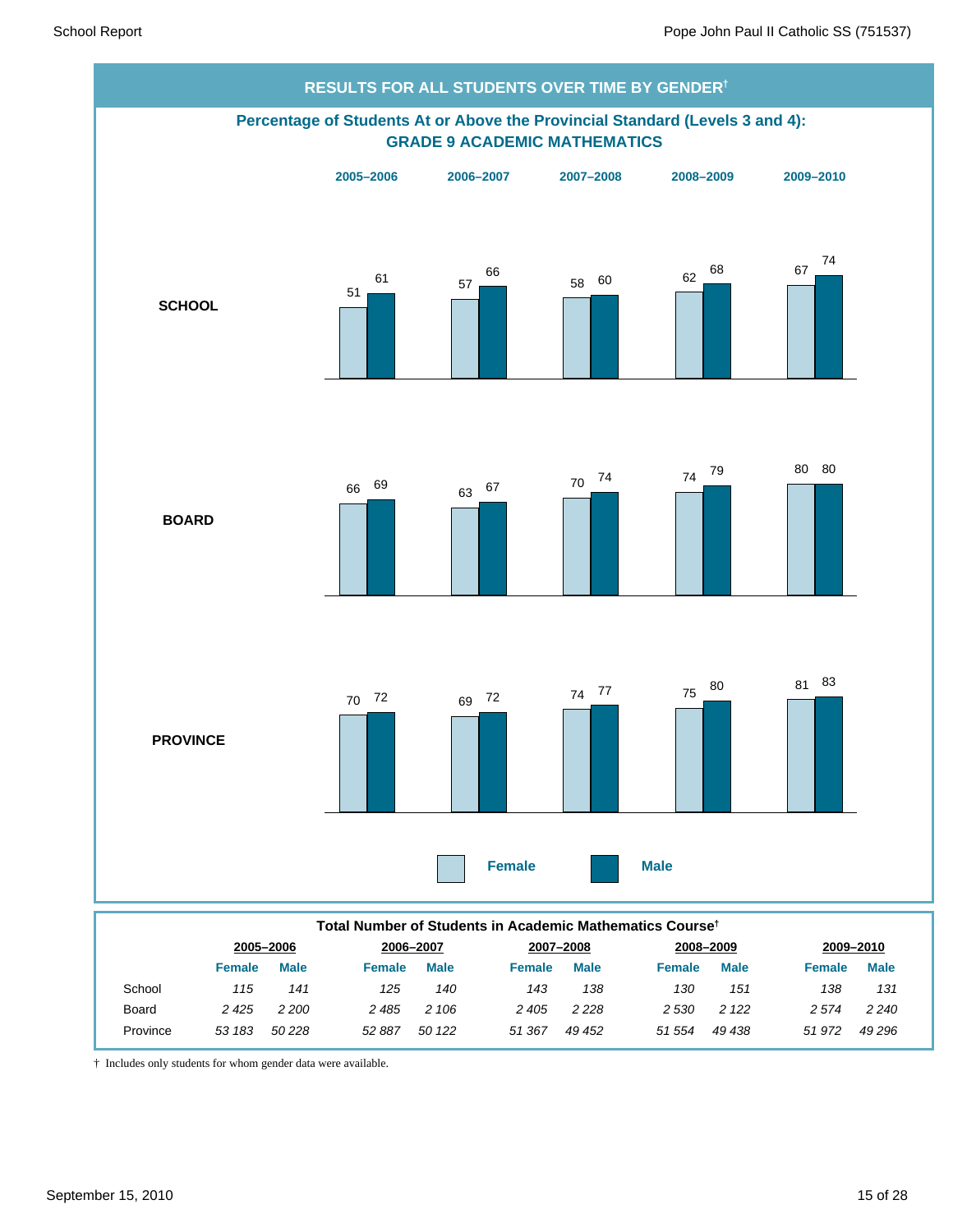## RESULTS FOR ALL STUDENTS OVER TIME BY GENDER†

### Percentage of Students At or Above the Provincial Standard (Levels 3 and 4): GRADE 9 ACADEMIC MATHEMATICS

| | 2005–2006 Female | 2005–2006 Male | 2006–2007 Female | 2006–2007 Male | 2007–2008 Female | 2007–2008 Male | 2008–2009 Female | 2008–2009 Male | 2009–2010 Female | 2009–2010 Male |
|---|---|---|---|---|---|---|---|---|---|---|
| **SCHOOL** | 51 | 61 | 57 | 66 | 58 | 60 | 62 | 68 | 67 | 74 |
| **BOARD** | 66 | 69 | 63 | 67 | 70 | 74 | 74 | 79 | 80 | 80 |
| **PROVINCE** | 70 | 72 | 69 | 72 | 74 | 77 | 75 | 80 | 81 | 83 |

### Total Number of Students in Academic Mathematics Course†

| | 2005–2006 | | 2006–2007 | | 2007–2008 | | 2008–2009 | | 2009–2010 | |
|---|---|---|---|---|---|---|---|---|---|---|
| | Female | Male | Female | Male | Female | Male | Female | Male | Female | Male |
| School | *115* | *141* | *125* | *140* | *143* | *138* | *130* | *151* | *138* | *131* |
| Board | *2 425* | *2 200* | *2 485* | *2 106* | *2 405* | *2 228* | *2 530* | *2 122* | *2 574* | *2 240* |
| Province | *53 183* | *50 228* | *52 887* | *50 122* | *51 367* | *49 452* | *51 554* | *49 438* | *51 972* | *49 296* |

† Includes only students for whom gender data were available.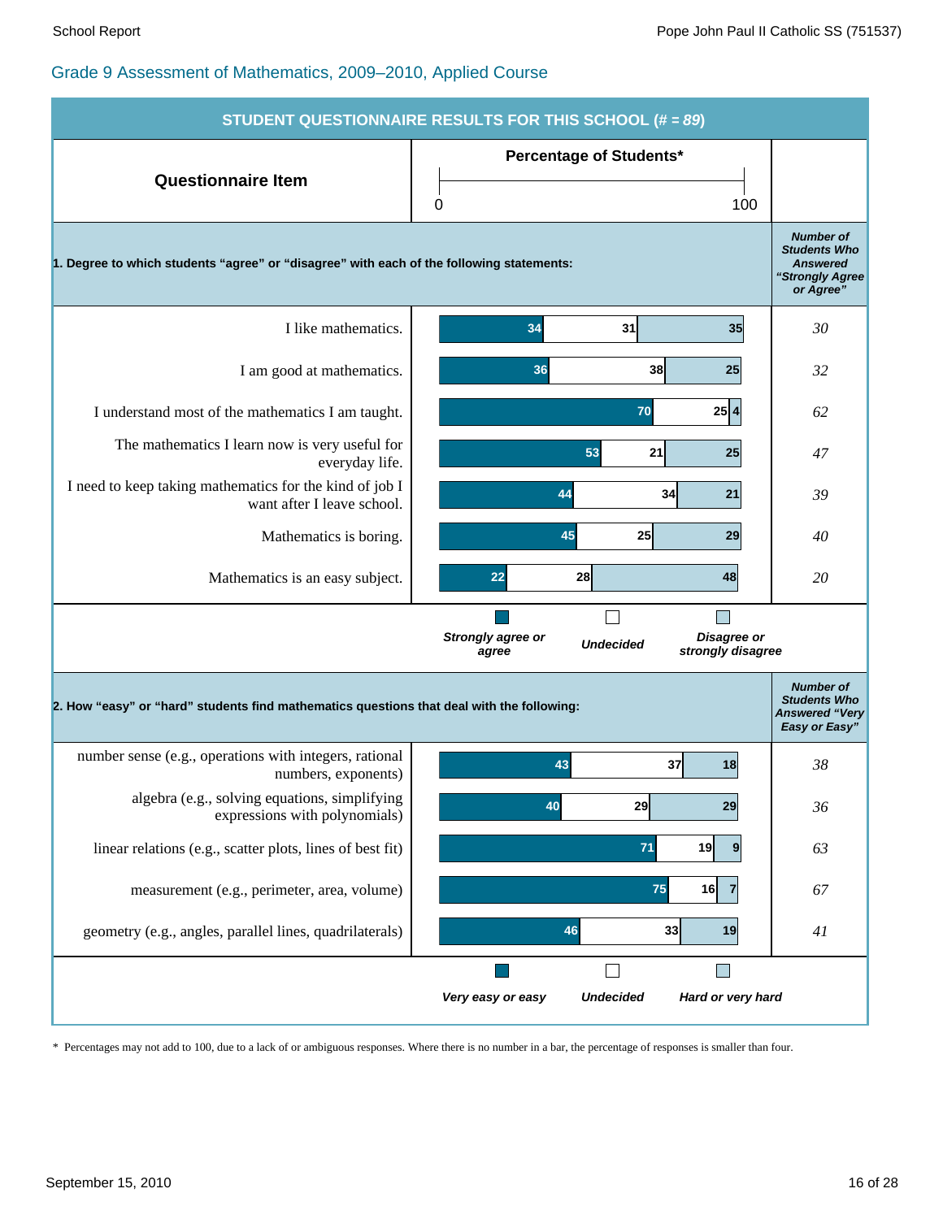## Grade 9 Assessment of Mathematics, 2009–2010, Applied Course

**STUDENT QUESTIONNAIRE RESULTS FOR THIS SCHOOL (# = *89*)**

Percentage of Students*

**1. Degree to which students "agree" or "disagree" with each of the following statements:**

| Questionnaire Item | Strongly agree or agree | Undecided | Disagree or strongly disagree | Number of Students Who Answered "Strongly Agree or Agree" |
|---|---|---|---|---|
| I like mathematics. | 34 | 31 | 35 | 30 |
| I am good at mathematics. | 36 | 38 | 25 | 32 |
| I understand most of the mathematics I am taught. | 70 | 25 | 4 | 62 |
| The mathematics I learn now is very useful for everyday life. | 53 | 21 | 25 | 47 |
| I need to keep taking mathematics for the kind of job I want after I leave school. | 44 | 34 | 21 | 39 |
| Mathematics is boring. | 45 | 25 | 29 | 40 |
| Mathematics is an easy subject. | 22 | 28 | 48 | 20 |

**2. How "easy" or "hard" students find mathematics questions that deal with the following:**

| Questionnaire Item | Very easy or easy | Undecided | Hard or very hard | Number of Students Who Answered "Very Easy or Easy" |
|---|---|---|---|---|
| number sense (e.g., operations with integers, rational numbers, exponents) | 43 | 37 | 18 | 38 |
| algebra (e.g., solving equations, simplifying expressions with polynomials) | 40 | 29 | 29 | 36 |
| linear relations (e.g., scatter plots, lines of best fit) | 71 | 19 | 9 | 63 |
| measurement (e.g., perimeter, area, volume) | 75 | 16 | 7 | 67 |
| geometry (e.g., angles, parallel lines, quadrilaterals) | 46 | 33 | 19 | 41 |

\* Percentages may not add to 100, due to a lack of or ambiguous responses. Where there is no number in a bar, the percentage of responses is smaller than four.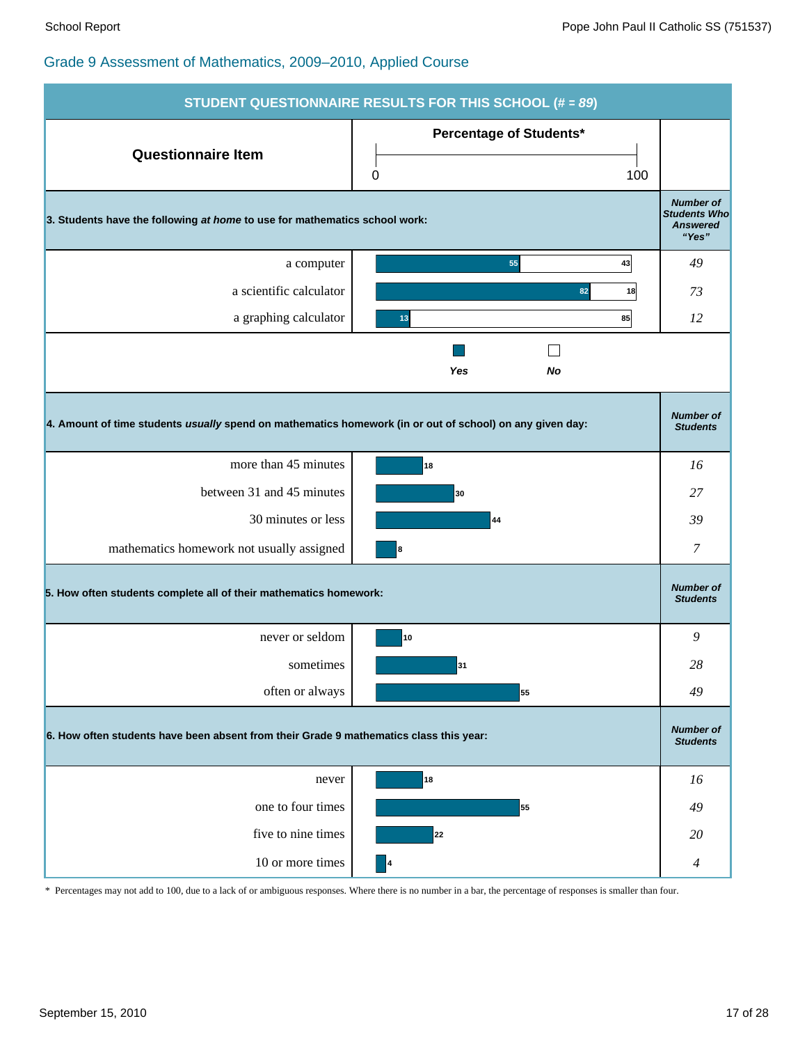## Grade 9 Assessment of Mathematics, 2009–2010, Applied Course

**STUDENT QUESTIONNAIRE RESULTS FOR THIS SCHOOL (# = *89*)**

| Questionnaire Item | Percentage of Students* (Yes) | Percentage of Students* (No) | *Number of Students Who Answered "Yes"* |
|---|---|---|---|
| **3. Students have the following *at home* to use for mathematics school work:** | | | |
| a computer | 55 | 43 | *49* |
| a scientific calculator | 82 | 18 | *73* |
| a graphing calculator | 13 | 85 | *12* |

| Questionnaire Item | Percentage of Students* | *Number of Students* |
|---|---|---|
| **4. Amount of time students *usually* spend on mathematics homework (in or out of school) on any given day:** | | |
| more than 45 minutes | 18 | *16* |
| between 31 and 45 minutes | 30 | *27* |
| 30 minutes or less | 44 | *39* |
| mathematics homework not usually assigned | 8 | *7* |
| **5. How often students complete all of their mathematics homework:** | | |
| never or seldom | 10 | *9* |
| sometimes | 31 | *28* |
| often or always | 55 | *49* |
| **6. How often students have been absent from their Grade 9 mathematics class this year:** | | |
| never | 18 | *16* |
| one to four times | 55 | *49* |
| five to nine times | 22 | *20* |
| 10 or more times | 4 | *4* |

\* Percentages may not add to 100, due to a lack of or ambiguous responses. Where there is no number in a bar, the percentage of responses is smaller than four.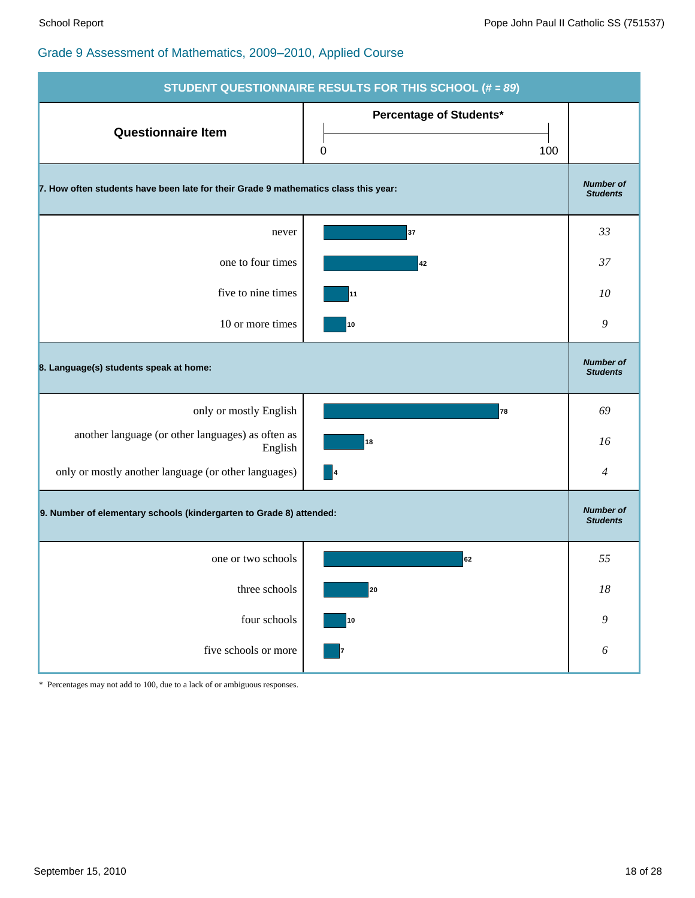## Grade 9 Assessment of Mathematics, 2009–2010, Applied Course

**STUDENT QUESTIONNAIRE RESULTS FOR THIS SCHOOL (# = *89*)**

| Questionnaire Item | Percentage of Students* | *Number of Students* |
|---|---|---|
| **7. How often students have been late for their Grade 9 mathematics class this year:** | | |
| never | 37 | *33* |
| one to four times | 42 | *37* |
| five to nine times | 11 | *10* |
| 10 or more times | 10 | *9* |
| **8. Language(s) students speak at home:** | | |
| only or mostly English | 78 | *69* |
| another language (or other languages) as often as English | 18 | *16* |
| only or mostly another language (or other languages) | 4 | *4* |
| **9. Number of elementary schools (kindergarten to Grade 8) attended:** | | |
| one or two schools | 62 | *55* |
| three schools | 20 | *18* |
| four schools | 10 | *9* |
| five schools or more | 7 | *6* |

\* Percentages may not add to 100, due to a lack of or ambiguous responses.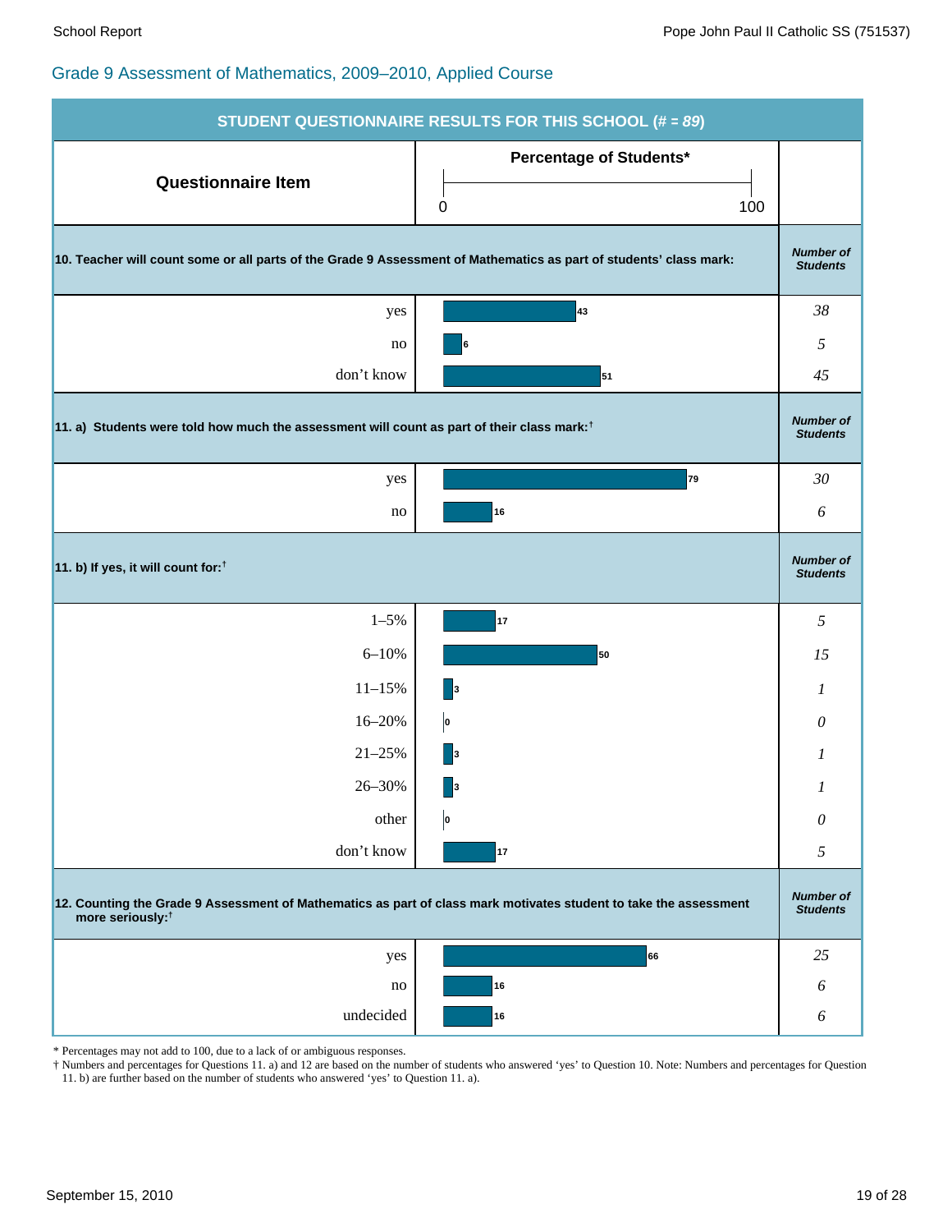## Grade 9 Assessment of Mathematics, 2009–2010, Applied Course

**STUDENT QUESTIONNAIRE RESULTS FOR THIS SCHOOL (# = *89*)**

| Questionnaire Item | Percentage of Students* | Number of Students |
|---|---|---|
| **10. Teacher will count some or all parts of the Grade 9 Assessment of Mathematics as part of students' class mark:** | | |
| yes | 43 | *38* |
| no | 6 | *5* |
| don't know | 51 | *45* |
| **11. a) Students were told how much the assessment will count as part of their class mark:†** | | |
| yes | 79 | *30* |
| no | 16 | *6* |
| **11. b) If yes, it will count for:†** | | |
| 1–5% | 17 | *5* |
| 6–10% | 50 | *15* |
| 11–15% | 3 | *1* |
| 16–20% | 0 | *0* |
| 21–25% | 3 | *1* |
| 26–30% | 3 | *1* |
| other | 0 | *0* |
| don't know | 17 | *5* |
| **12. Counting the Grade 9 Assessment of Mathematics as part of class mark motivates student to take the assessment more seriously:†** | | |
| yes | 66 | *25* |
| no | 16 | *6* |
| undecided | 16 | *6* |

* Percentages may not add to 100, due to a lack of or ambiguous responses.

† Numbers and percentages for Questions 11. a) and 12 are based on the number of students who answered 'yes' to Question 10. Note: Numbers and percentages for Question 11. b) are further based on the number of students who answered 'yes' to Question 11. a).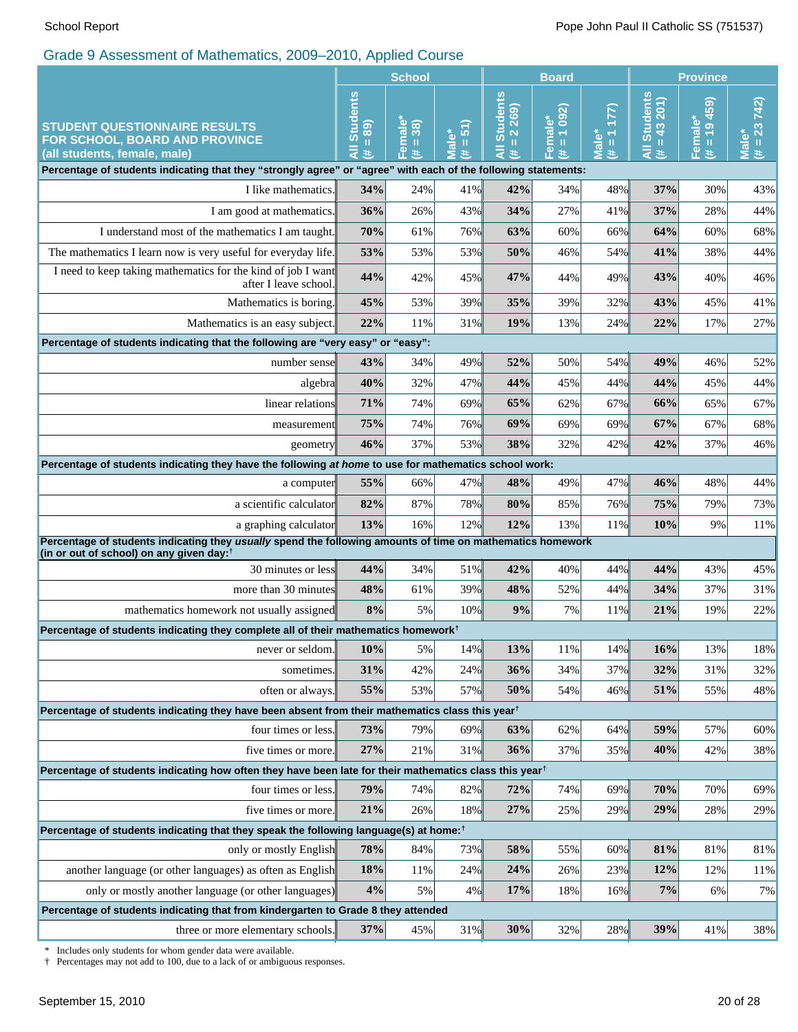## Grade 9 Assessment of Mathematics, 2009–2010, Applied Course

| STUDENT QUESTIONNAIRE RESULTS FOR SCHOOL, BOARD AND PROVINCE (all students, female, male) | School | | | Board | | | Province | | |
|---|---|---|---|---|---|---|---|---|---|
| | All Students (# = 89) | Female* (# = 38) | Male* (# = 51) | All Students (# = 2 269) | Female* (# = 1 092) | Male* (# = 1 177) | All Students (# = 43 201) | Female* (# = 19 459) | Male* (# = 23 742) |
| **Percentage of students indicating that they "strongly agree" or "agree" with each of the following statements:** | | | | | | | | | |
| I like mathematics. | **34%** | 24% | 41% | **42%** | 34% | 48% | **37%** | 30% | 43% |
| I am good at mathematics. | **36%** | 26% | 43% | **34%** | 27% | 41% | **37%** | 28% | 44% |
| I understand most of the mathematics I am taught. | **70%** | 61% | 76% | **63%** | 60% | 66% | **64%** | 60% | 68% |
| The mathematics I learn now is very useful for everyday life. | **53%** | 53% | 53% | **50%** | 46% | 54% | **41%** | 38% | 44% |
| I need to keep taking mathematics for the kind of job I want after I leave school. | **44%** | 42% | 45% | **47%** | 44% | 49% | **43%** | 40% | 46% |
| Mathematics is boring. | **45%** | 53% | 39% | **35%** | 39% | 32% | **43%** | 45% | 41% |
| Mathematics is an easy subject. | **22%** | 11% | 31% | **19%** | 13% | 24% | **22%** | 17% | 27% |
| **Percentage of students indicating that the following are "very easy" or "easy":** | | | | | | | | | |
| number sense | **43%** | 34% | 49% | **52%** | 50% | 54% | **49%** | 46% | 52% |
| algebra | **40%** | 32% | 47% | **44%** | 45% | 44% | **44%** | 45% | 44% |
| linear relations | **71%** | 74% | 69% | **65%** | 62% | 67% | **66%** | 65% | 67% |
| measurement | **75%** | 74% | 76% | **69%** | 69% | 69% | **67%** | 67% | 68% |
| geometry | **46%** | 37% | 53% | **38%** | 32% | 42% | **42%** | 37% | 46% |
| **Percentage of students indicating they have the following *at home* to use for mathematics school work:** | | | | | | | | | |
| a computer | **55%** | 66% | 47% | **48%** | 49% | 47% | **46%** | 48% | 44% |
| a scientific calculator | **82%** | 87% | 78% | **80%** | 85% | 76% | **75%** | 79% | 73% |
| a graphing calculator | **13%** | 16% | 12% | **12%** | 13% | 11% | **10%** | 9% | 11% |
| **Percentage of students indicating they *usually* spend the following amounts of time on mathematics homework (in or out of school) on any given day:†** | | | | | | | | | |
| 30 minutes or less | **44%** | 34% | 51% | **42%** | 40% | 44% | **44%** | 43% | 45% |
| more than 30 minutes | **48%** | 61% | 39% | **48%** | 52% | 44% | **34%** | 37% | 31% |
| mathematics homework not usually assigned | **8%** | 5% | 10% | **9%** | 7% | 11% | **21%** | 19% | 22% |
| **Percentage of students indicating they complete all of their mathematics homework†** | | | | | | | | | |
| never or seldom. | **10%** | 5% | 14% | **13%** | 11% | 14% | **16%** | 13% | 18% |
| sometimes. | **31%** | 42% | 24% | **36%** | 34% | 37% | **32%** | 31% | 32% |
| often or always. | **55%** | 53% | 57% | **50%** | 54% | 46% | **51%** | 55% | 48% |
| **Percentage of students indicating they have been absent from their mathematics class this year†** | | | | | | | | | |
| four times or less. | **73%** | 79% | 69% | **63%** | 62% | 64% | **59%** | 57% | 60% |
| five times or more. | **27%** | 21% | 31% | **36%** | 37% | 35% | **40%** | 42% | 38% |
| **Percentage of students indicating how often they have been late for their mathematics class this year†** | | | | | | | | | |
| four times or less. | **79%** | 74% | 82% | **72%** | 74% | 69% | **70%** | 70% | 69% |
| five times or more. | **21%** | 26% | 18% | **27%** | 25% | 29% | **29%** | 28% | 29% |
| **Percentage of students indicating that they speak the following language(s) at home:†** | | | | | | | | | |
| only or mostly English | **78%** | 84% | 73% | **58%** | 55% | 60% | **81%** | 81% | 81% |
| another language (or other languages) as often as English | **18%** | 11% | 24% | **24%** | 26% | 23% | **12%** | 12% | 11% |
| only or mostly another language (or other languages) | **4%** | 5% | 4% | **17%** | 18% | 16% | **7%** | 6% | 7% |
| **Percentage of students indicating that from kindergarten to Grade 8 they attended** | | | | | | | | | |
| three or more elementary schools. | **37%** | 45% | 31% | **30%** | 32% | 28% | **39%** | 41% | 38% |

\* Includes only students for whom gender data were available.
† Percentages may not add to 100, due to a lack of or ambiguous responses.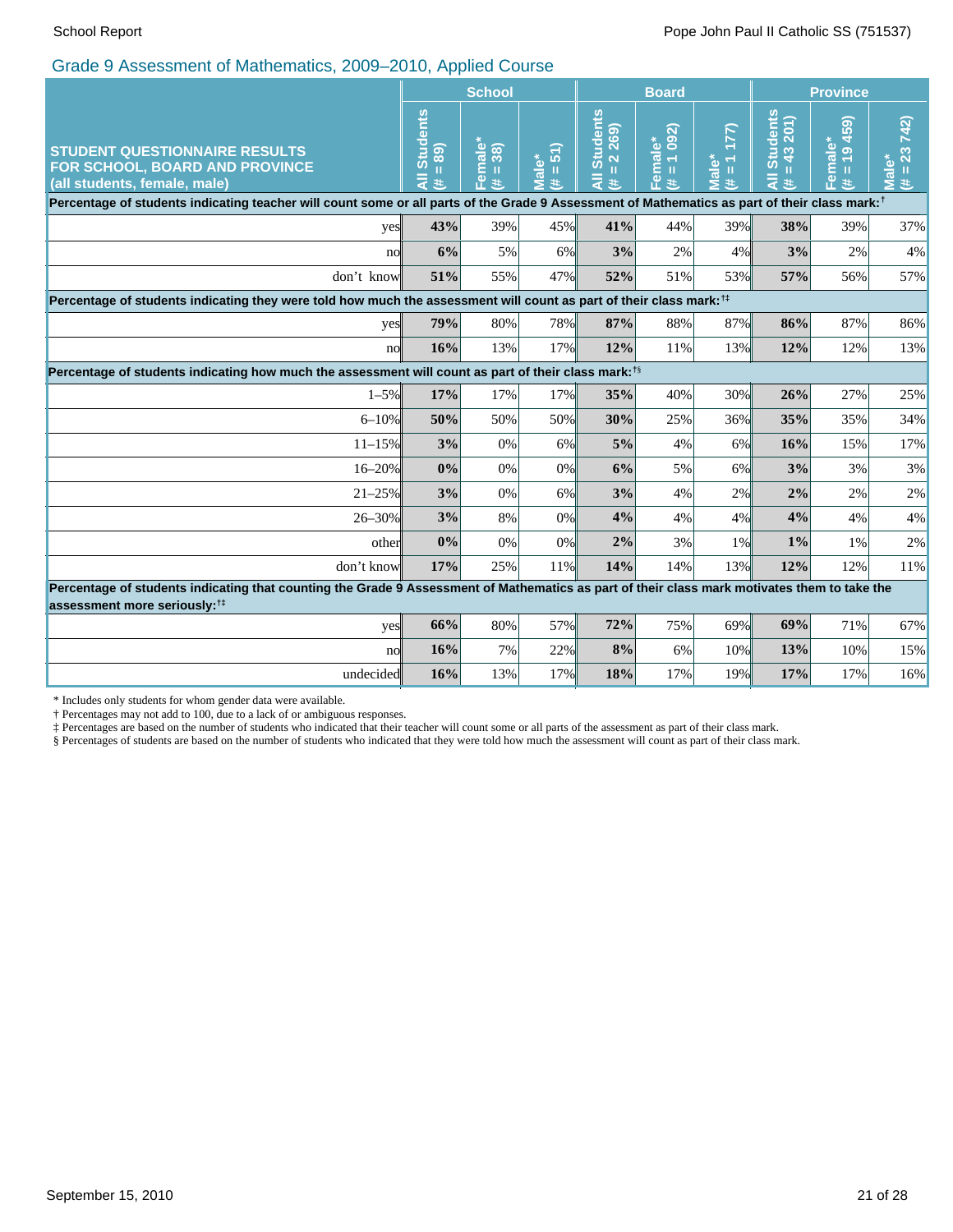## Grade 9 Assessment of Mathematics, 2009–2010, Applied Course

| STUDENT QUESTIONNAIRE RESULTS FOR SCHOOL, BOARD AND PROVINCE (all students, female, male) | School | | | Board | | | Province | | |
|---|---|---|---|---|---|---|---|---|---|
| | All Students (# = 89) | Female* (# = 38) | Male* (# = 51) | All Students (# = 2 269) | Female* (# = 1 092) | Male* (# = 1 177) | All Students (# = 43 201) | Female* (# = 19 459) | Male* (# = 23 742) |
| **Percentage of students indicating teacher will count some or all parts of the Grade 9 Assessment of Mathematics as part of their class mark:†** | | | | | | | | | |
| yes | **43%** | 39% | 45% | **41%** | 44% | 39% | **38%** | 39% | 37% |
| no | **6%** | 5% | 6% | **3%** | 2% | 4% | **3%** | 2% | 4% |
| don't know | **51%** | 55% | 47% | **52%** | 51% | 53% | **57%** | 56% | 57% |
| **Percentage of students indicating they were told how much the assessment will count as part of their class mark:†‡** | | | | | | | | | |
| yes | **79%** | 80% | 78% | **87%** | 88% | 87% | **86%** | 87% | 86% |
| no | **16%** | 13% | 17% | **12%** | 11% | 13% | **12%** | 12% | 13% |
| **Percentage of students indicating how much the assessment will count as part of their class mark:†§** | | | | | | | | | |
| 1–5% | **17%** | 17% | 17% | **35%** | 40% | 30% | **26%** | 27% | 25% |
| 6–10% | **50%** | 50% | 50% | **30%** | 25% | 36% | **35%** | 35% | 34% |
| 11–15% | **3%** | 0% | 6% | **5%** | 4% | 6% | **16%** | 15% | 17% |
| 16–20% | **0%** | 0% | 0% | **6%** | 5% | 6% | **3%** | 3% | 3% |
| 21–25% | **3%** | 0% | 6% | **3%** | 4% | 2% | **2%** | 2% | 2% |
| 26–30% | **3%** | 8% | 0% | **4%** | 4% | 4% | **4%** | 4% | 4% |
| other | **0%** | 0% | 0% | **2%** | 3% | 1% | **1%** | 1% | 2% |
| don't know | **17%** | 25% | 11% | **14%** | 14% | 13% | **12%** | 12% | 11% |
| **Percentage of students indicating that counting the Grade 9 Assessment of Mathematics as part of their class mark motivates them to take the assessment more seriously:†‡** | | | | | | | | | |
| yes | **66%** | 80% | 57% | **72%** | 75% | 69% | **69%** | 71% | 67% |
| no | **16%** | 7% | 22% | **8%** | 6% | 10% | **13%** | 10% | 15% |
| undecided | **16%** | 13% | 17% | **18%** | 17% | 19% | **17%** | 17% | 16% |

\* Includes only students for whom gender data were available.
† Percentages may not add to 100, due to a lack of or ambiguous responses.
‡ Percentages are based on the number of students who indicated that their teacher will count some or all parts of the assessment as part of their class mark.
§ Percentages of students are based on the number of students who indicated that they were told how much the assessment will count as part of their class mark.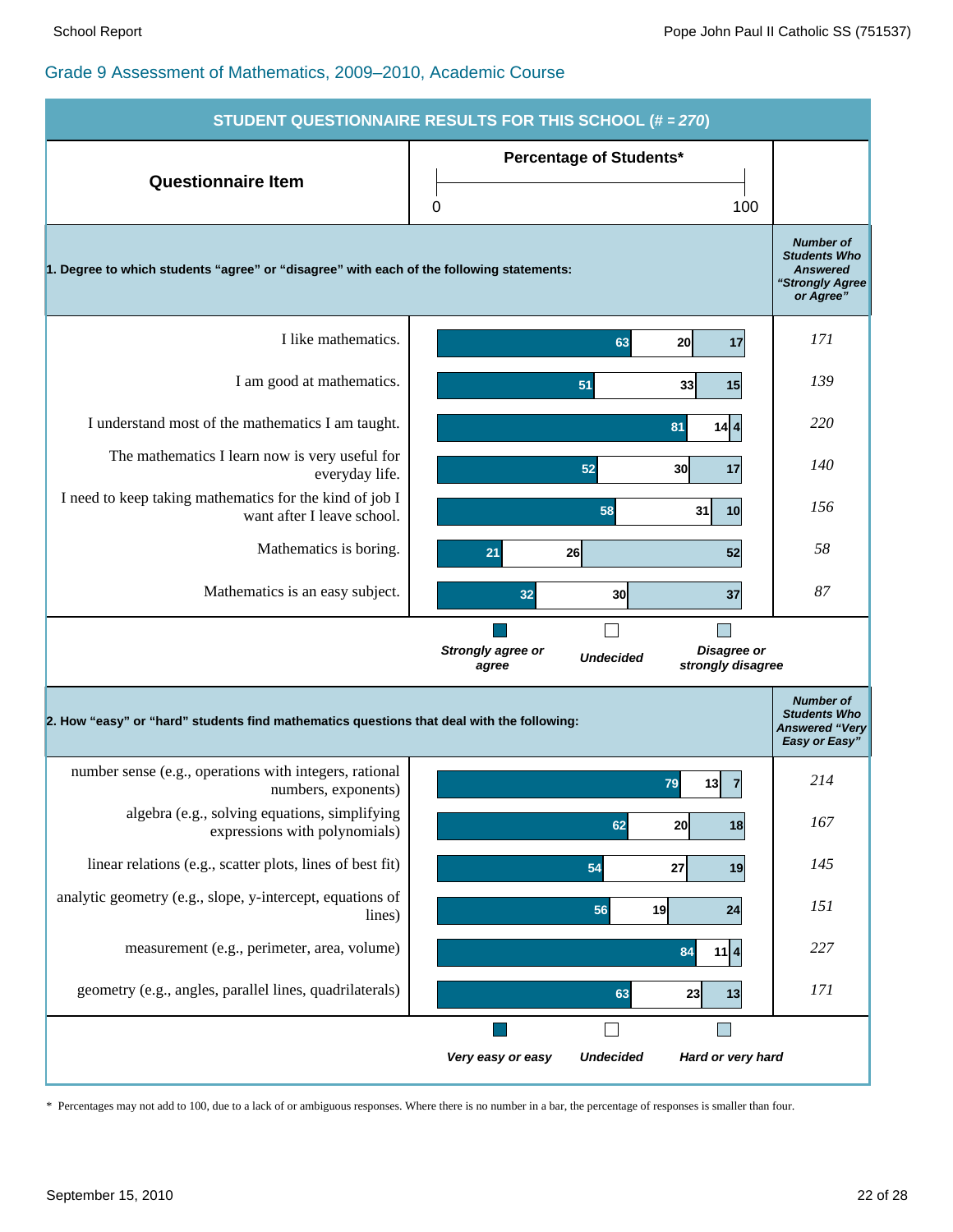## Grade 9 Assessment of Mathematics, 2009–2010, Academic Course

**STUDENT QUESTIONNAIRE RESULTS FOR THIS SCHOOL (# = *270*)**

**1. Degree to which students "agree" or "disagree" with each of the following statements:**

| Questionnaire Item | Strongly agree or agree (%) | Undecided (%) | Disagree or strongly disagree (%) | Number of Students Who Answered "Strongly Agree or Agree" |
|---|---|---|---|---|
| I like mathematics. | 63 | 20 | 17 | *171* |
| I am good at mathematics. | 51 | 33 | 15 | *139* |
| I understand most of the mathematics I am taught. | 81 | 14 | 4 | *220* |
| The mathematics I learn now is very useful for everyday life. | 52 | 30 | 17 | *140* |
| I need to keep taking mathematics for the kind of job I want after I leave school. | 58 | 31 | 10 | *156* |
| Mathematics is boring. | 21 | 26 | 52 | *58* |
| Mathematics is an easy subject. | 32 | 30 | 37 | *87* |

**2. How "easy" or "hard" students find mathematics questions that deal with the following:**

| Questionnaire Item | Very easy or easy (%) | Undecided (%) | Hard or very hard (%) | Number of Students Who Answered "Very Easy or Easy" |
|---|---|---|---|---|
| number sense (e.g., operations with integers, rational numbers, exponents) | 79 | 13 | 7 | *214* |
| algebra (e.g., solving equations, simplifying expressions with polynomials) | 62 | 20 | 18 | *167* |
| linear relations (e.g., scatter plots, lines of best fit) | 54 | 27 | 19 | *145* |
| analytic geometry (e.g., slope, y-intercept, equations of lines) | 56 | 19 | 24 | *151* |
| measurement (e.g., perimeter, area, volume) | 84 | 11 | 4 | *227* |
| geometry (e.g., angles, parallel lines, quadrilaterals) | 63 | 23 | 13 | *171* |

\* Percentages may not add to 100, due to a lack of or ambiguous responses. Where there is no number in a bar, the percentage of responses is smaller than four.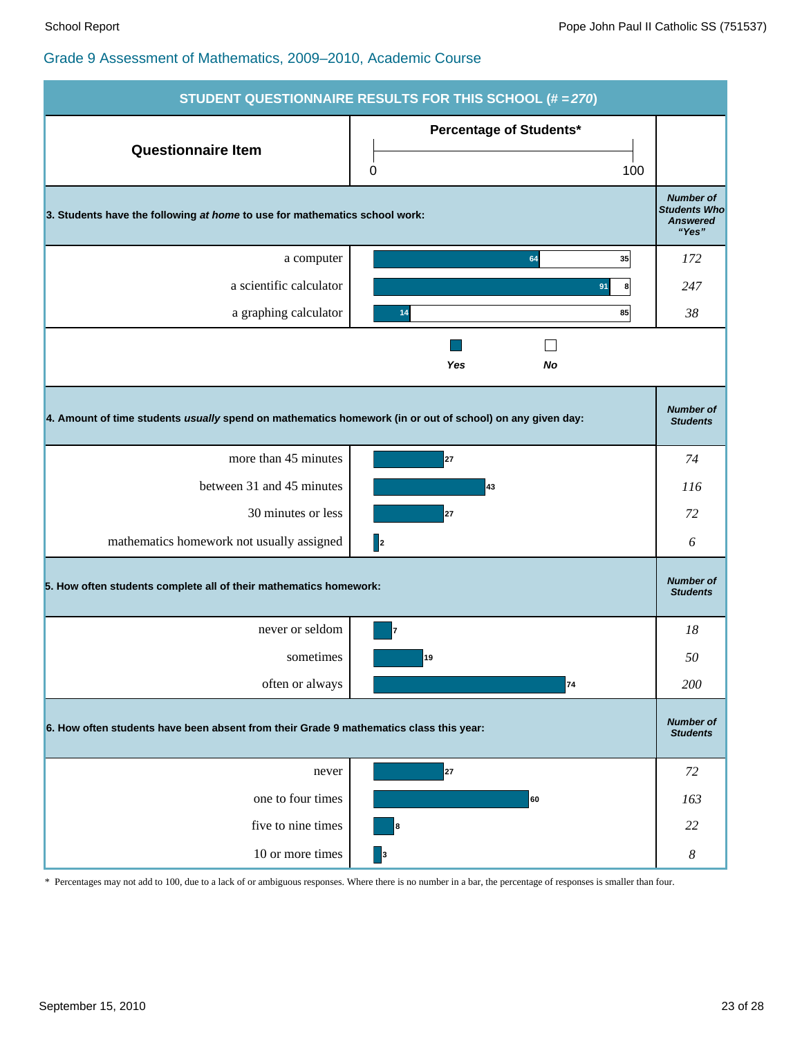## Grade 9 Assessment of Mathematics, 2009–2010, Academic Course

### STUDENT QUESTIONNAIRE RESULTS FOR THIS SCHOOL (# = *270*)

| Questionnaire Item | Percentage of Students* Yes | Percentage of Students* No | Number of Students Who Answered "Yes" |
|---|---|---|---|
| **3. Students have the following *at home* to use for mathematics school work:** | | | |
| a computer | 64 | 35 | *172* |
| a scientific calculator | 91 | 8 | *247* |
| a graphing calculator | 14 | 85 | *38* |

| Questionnaire Item | Percentage of Students* | Number of Students |
|---|---|---|
| **4. Amount of time students *usually* spend on mathematics homework (in or out of school) on any given day:** | | |
| more than 45 minutes | 27 | *74* |
| between 31 and 45 minutes | 43 | *116* |
| 30 minutes or less | 27 | *72* |
| mathematics homework not usually assigned | 2 | *6* |
| **5. How often students complete all of their mathematics homework:** | | |
| never or seldom | 7 | *18* |
| sometimes | 19 | *50* |
| often or always | 74 | *200* |
| **6. How often students have been absent from their Grade 9 mathematics class this year:** | | |
| never | 27 | *72* |
| one to four times | 60 | *163* |
| five to nine times | 8 | *22* |
| 10 or more times | 3 | *8* |

\* Percentages may not add to 100, due to a lack of or ambiguous responses. Where there is no number in a bar, the percentage of responses is smaller than four.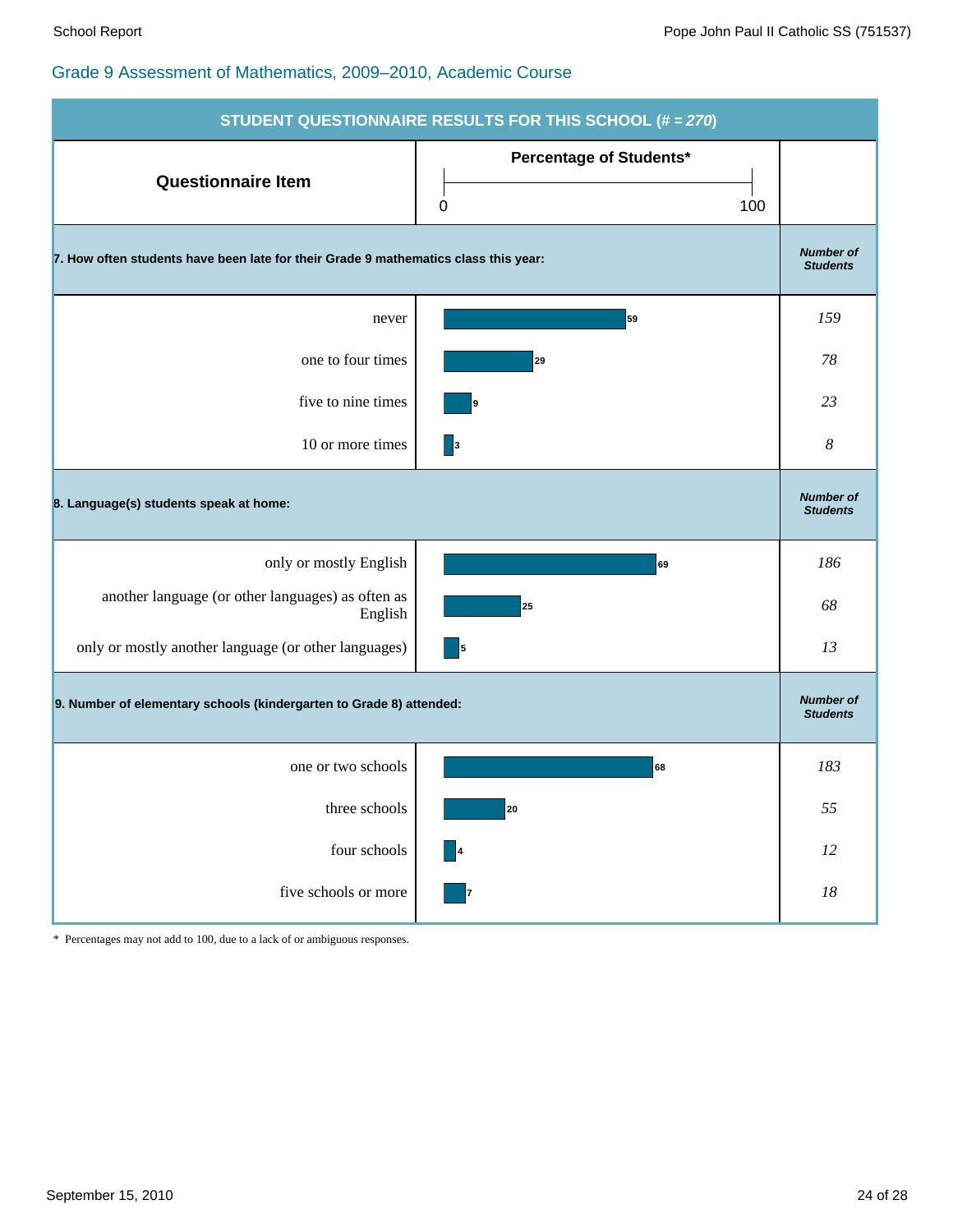## Grade 9 Assessment of Mathematics, 2009–2010, Academic Course

**STUDENT QUESTIONNAIRE RESULTS FOR THIS SCHOOL (# = *270*)**

| Questionnaire Item | Percentage of Students* | Number of Students |
|---|---|---|
| **7. How often students have been late for their Grade 9 mathematics class this year:** | | |
| never | 59 | *159* |
| one to four times | 29 | *78* |
| five to nine times | 9 | *23* |
| 10 or more times | 3 | *8* |
| **8. Language(s) students speak at home:** | | |
| only or mostly English | 69 | *186* |
| another language (or other languages) as often as English | 25 | *68* |
| only or mostly another language (or other languages) | 5 | *13* |
| **9. Number of elementary schools (kindergarten to Grade 8) attended:** | | |
| one or two schools | 68 | *183* |
| three schools | 20 | *55* |
| four schools | 4 | *12* |
| five schools or more | 7 | *18* |

\* Percentages may not add to 100, due to a lack of or ambiguous responses.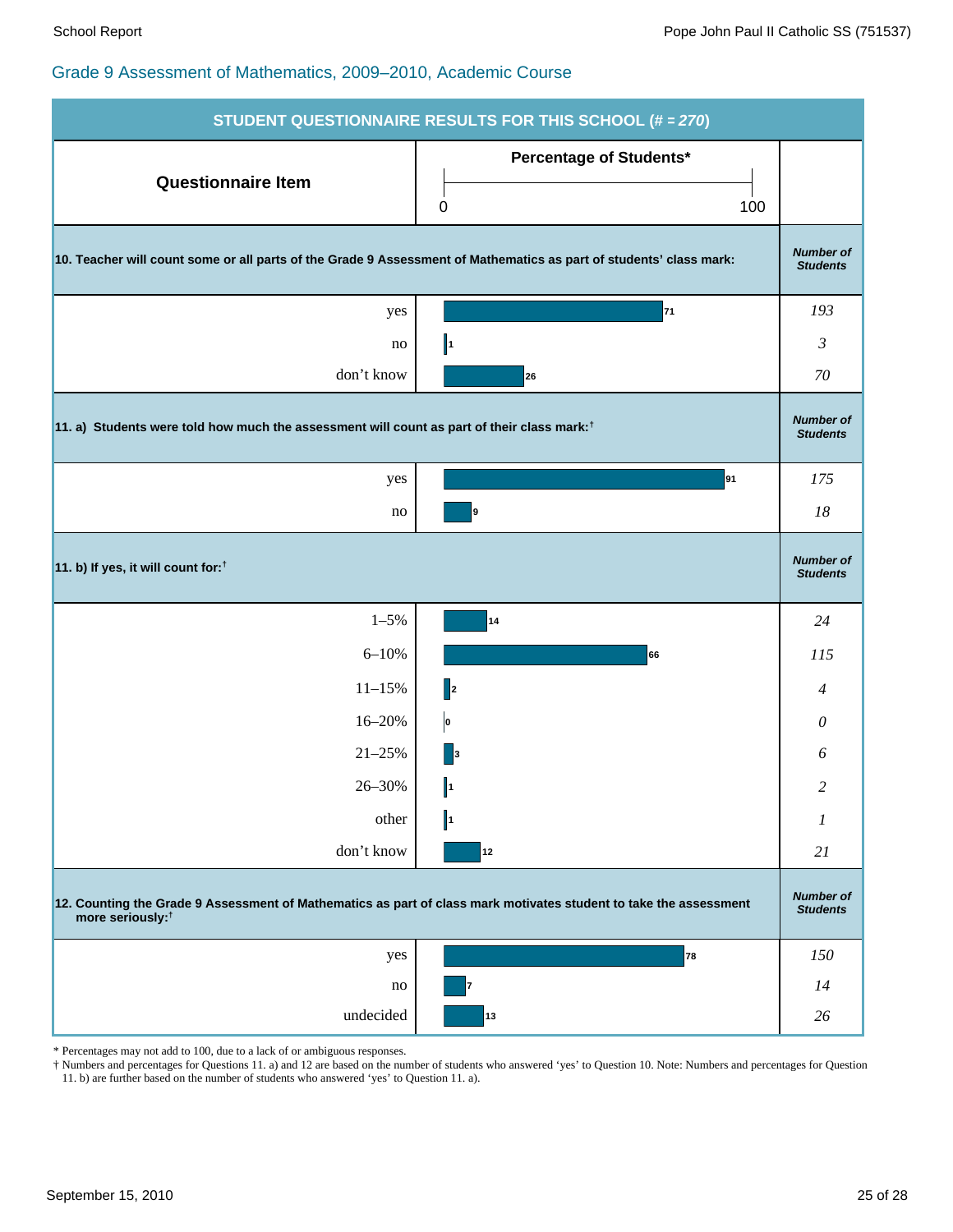## Grade 9 Assessment of Mathematics, 2009–2010, Academic Course

**STUDENT QUESTIONNAIRE RESULTS FOR THIS SCHOOL (# = *270*)**

| Questionnaire Item | Percentage of Students* | Number of Students |
|---|---|---|
| **10. Teacher will count some or all parts of the Grade 9 Assessment of Mathematics as part of students' class mark:** | | |
| yes | 71 | 193 |
| no | 1 | 3 |
| don't know | 26 | 70 |
| **11. a) Students were told how much the assessment will count as part of their class mark:†** | | |
| yes | 91 | 175 |
| no | 9 | 18 |
| **11. b) If yes, it will count for:†** | | |
| 1–5% | 14 | 24 |
| 6–10% | 66 | 115 |
| 11–15% | 2 | 4 |
| 16–20% | 0 | 0 |
| 21–25% | 3 | 6 |
| 26–30% | 1 | 2 |
| other | 1 | 1 |
| don't know | 12 | 21 |
| **12. Counting the Grade 9 Assessment of Mathematics as part of class mark motivates student to take the assessment more seriously:†** | | |
| yes | 78 | 150 |
| no | 7 | 14 |
| undecided | 13 | 26 |

\* Percentages may not add to 100, due to a lack of or ambiguous responses.

† Numbers and percentages for Questions 11. a) and 12 are based on the number of students who answered 'yes' to Question 10. Note: Numbers and percentages for Question 11. b) are further based on the number of students who answered 'yes' to Question 11. a).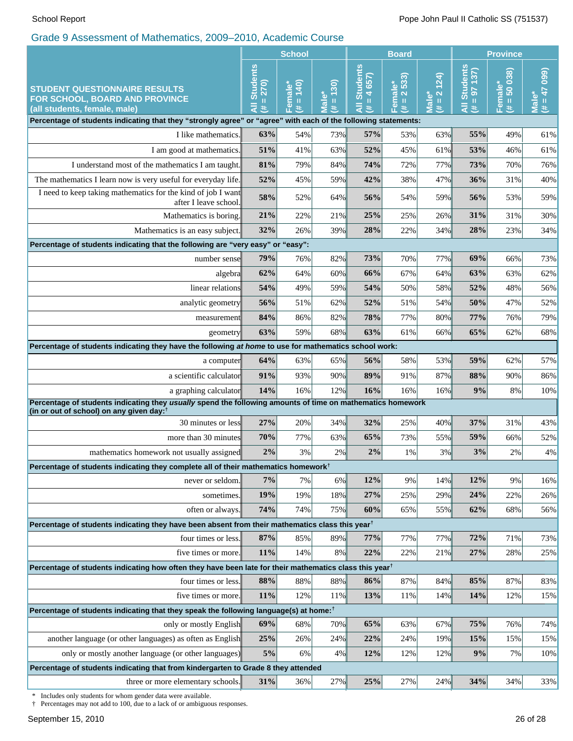## Grade 9 Assessment of Mathematics, 2009–2010, Academic Course

| STUDENT QUESTIONNAIRE RESULTS FOR SCHOOL, BOARD AND PROVINCE (all students, female, male) | School | | | Board | | | Province | | |
|---|---|---|---|---|---|---|---|---|---|
| | All Students (# = 270) | Female* (# = 140) | Male* (# = 130) | All Students (# = 4 657) | Female* (# = 2 533) | Male* (# = 2 124) | All Students (# = 97 137) | Female* (# = 50 038) | Male* (# = 47 099) |
| **Percentage of students indicating that they "strongly agree" or "agree" with each of the following statements:** | | | | | | | | | |
| I like mathematics. | **63%** | 54% | 73% | **57%** | 53% | 63% | **55%** | 49% | 61% |
| I am good at mathematics. | **51%** | 41% | 63% | **52%** | 45% | 61% | **53%** | 46% | 61% |
| I understand most of the mathematics I am taught. | **81%** | 79% | 84% | **74%** | 72% | 77% | **73%** | 70% | 76% |
| The mathematics I learn now is very useful for everyday life. | **52%** | 45% | 59% | **42%** | 38% | 47% | **36%** | 31% | 40% |
| I need to keep taking mathematics for the kind of job I want after I leave school. | **58%** | 52% | 64% | **56%** | 54% | 59% | **56%** | 53% | 59% |
| Mathematics is boring. | **21%** | 22% | 21% | **25%** | 25% | 26% | **31%** | 31% | 30% |
| Mathematics is an easy subject. | **32%** | 26% | 39% | **28%** | 22% | 34% | **28%** | 23% | 34% |
| **Percentage of students indicating that the following are "very easy" or "easy":** | | | | | | | | | |
| number sense | **79%** | 76% | 82% | **73%** | 70% | 77% | **69%** | 66% | 73% |
| algebra | **62%** | 64% | 60% | **66%** | 67% | 64% | **63%** | 63% | 62% |
| linear relations | **54%** | 49% | 59% | **54%** | 50% | 58% | **52%** | 48% | 56% |
| analytic geometry | **56%** | 51% | 62% | **52%** | 51% | 54% | **50%** | 47% | 52% |
| measurement | **84%** | 86% | 82% | **78%** | 77% | 80% | **77%** | 76% | 79% |
| geometry | **63%** | 59% | 68% | **63%** | 61% | 66% | **65%** | 62% | 68% |
| **Percentage of students indicating they have the following *at home* to use for mathematics school work:** | | | | | | | | | |
| a computer | **64%** | 63% | 65% | **56%** | 58% | 53% | **59%** | 62% | 57% |
| a scientific calculator | **91%** | 93% | 90% | **89%** | 91% | 87% | **88%** | 90% | 86% |
| a graphing calculator | **14%** | 16% | 12% | **16%** | 16% | 16% | **9%** | 8% | 10% |
| **Percentage of students indicating they *usually* spend the following amounts of time on mathematics homework (in or out of school) on any given day:†** | | | | | | | | | |
| 30 minutes or less | **27%** | 20% | 34% | **32%** | 25% | 40% | **37%** | 31% | 43% |
| more than 30 minutes | **70%** | 77% | 63% | **65%** | 73% | 55% | **59%** | 66% | 52% |
| mathematics homework not usually assigned | **2%** | 3% | 2% | **2%** | 1% | 3% | **3%** | 2% | 4% |
| **Percentage of students indicating they complete all of their mathematics homework†** | | | | | | | | | |
| never or seldom. | **7%** | 7% | 6% | **12%** | 9% | 14% | **12%** | 9% | 16% |
| sometimes. | **19%** | 19% | 18% | **27%** | 25% | 29% | **24%** | 22% | 26% |
| often or always. | **74%** | 74% | 75% | **60%** | 65% | 55% | **62%** | 68% | 56% |
| **Percentage of students indicating they have been absent from their mathematics class this year†** | | | | | | | | | |
| four times or less. | **87%** | 85% | 89% | **77%** | 77% | 77% | **72%** | 71% | 73% |
| five times or more. | **11%** | 14% | 8% | **22%** | 22% | 21% | **27%** | 28% | 25% |
| **Percentage of students indicating how often they have been late for their mathematics class this year†** | | | | | | | | | |
| four times or less. | **88%** | 88% | 88% | **86%** | 87% | 84% | **85%** | 87% | 83% |
| five times or more. | **11%** | 12% | 11% | **13%** | 11% | 14% | **14%** | 12% | 15% |
| **Percentage of students indicating that they speak the following language(s) at home:†** | | | | | | | | | |
| only or mostly English | **69%** | 68% | 70% | **65%** | 63% | 67% | **75%** | 76% | 74% |
| another language (or other languages) as often as English | **25%** | 26% | 24% | **22%** | 24% | 19% | **15%** | 15% | 15% |
| only or mostly another language (or other languages) | **5%** | 6% | 4% | **12%** | 12% | 12% | **9%** | 7% | 10% |
| **Percentage of students indicating that from kindergarten to Grade 8 they attended** | | | | | | | | | |
| three or more elementary schools. | **31%** | 36% | 27% | **25%** | 27% | 24% | **34%** | 34% | 33% |

\* Includes only students for whom gender data were available.
† Percentages may not add to 100, due to a lack of or ambiguous responses.

September 15, 2010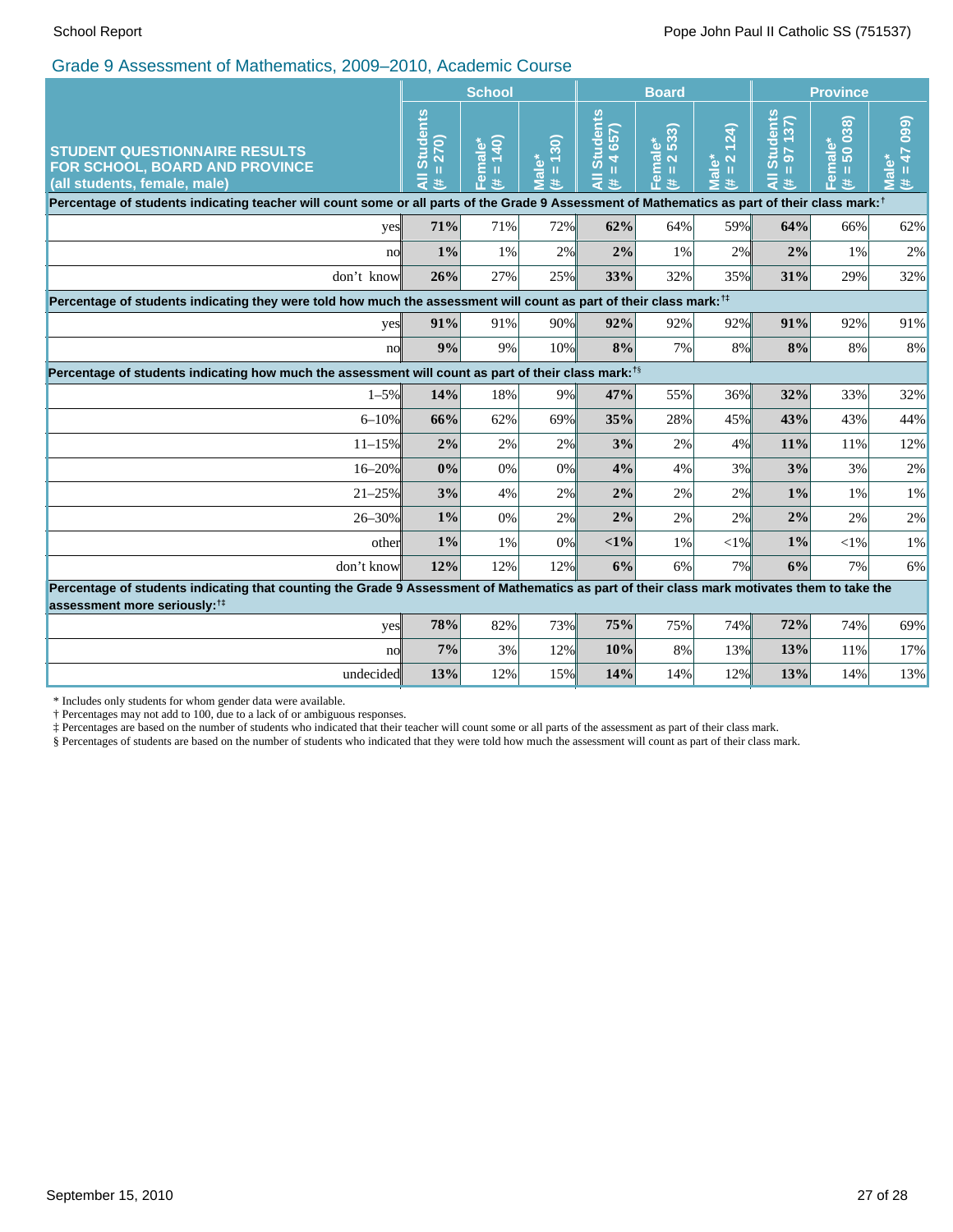## Grade 9 Assessment of Mathematics, 2009–2010, Academic Course

| STUDENT QUESTIONNAIRE RESULTS FOR SCHOOL, BOARD AND PROVINCE (all students, female, male) | School | | | Board | | | Province | | |
|---|---|---|---|---|---|---|---|---|---|
| | All Students (# = 270) | Female* (# = 140) | Male* (# = 130) | All Students (# = 4 657) | Female* (# = 2 533) | Male* (# = 2 124) | All Students (# = 97 137) | Female* (# = 50 038) | Male* (# = 47 099) |
| **Percentage of students indicating teacher will count some or all parts of the Grade 9 Assessment of Mathematics as part of their class mark:†** | | | | | | | | | |
| yes | **71%** | 71% | 72% | **62%** | 64% | 59% | **64%** | 66% | 62% |
| no | **1%** | 1% | 2% | **2%** | 1% | 2% | **2%** | 1% | 2% |
| don't know | **26%** | 27% | 25% | **33%** | 32% | 35% | **31%** | 29% | 32% |
| **Percentage of students indicating they were told how much the assessment will count as part of their class mark:†‡** | | | | | | | | | |
| yes | **91%** | 91% | 90% | **92%** | 92% | 92% | **91%** | 92% | 91% |
| no | **9%** | 9% | 10% | **8%** | 7% | 8% | **8%** | 8% | 8% |
| **Percentage of students indicating how much the assessment will count as part of their class mark:†§** | | | | | | | | | |
| 1–5% | **14%** | 18% | 9% | **47%** | 55% | 36% | **32%** | 33% | 32% |
| 6–10% | **66%** | 62% | 69% | **35%** | 28% | 45% | **43%** | 43% | 44% |
| 11–15% | **2%** | 2% | 2% | **3%** | 2% | 4% | **11%** | 11% | 12% |
| 16–20% | **0%** | 0% | 0% | **4%** | 4% | 3% | **3%** | 3% | 2% |
| 21–25% | **3%** | 4% | 2% | **2%** | 2% | 2% | **1%** | 1% | 1% |
| 26–30% | **1%** | 0% | 2% | **2%** | 2% | 2% | **2%** | 2% | 2% |
| other | **1%** | 1% | 0% | **<1%** | 1% | <1% | **1%** | <1% | 1% |
| don't know | **12%** | 12% | 12% | **6%** | 6% | 7% | **6%** | 7% | 6% |
| **Percentage of students indicating that counting the Grade 9 Assessment of Mathematics as part of their class mark motivates them to take the assessment more seriously:†‡** | | | | | | | | | |
| yes | **78%** | 82% | 73% | **75%** | 75% | 74% | **72%** | 74% | 69% |
| no | **7%** | 3% | 12% | **10%** | 8% | 13% | **13%** | 11% | 17% |
| undecided | **13%** | 12% | 15% | **14%** | 14% | 12% | **13%** | 14% | 13% |

\* Includes only students for whom gender data were available.
† Percentages may not add to 100, due to a lack of or ambiguous responses.
‡ Percentages are based on the number of students who indicated that their teacher will count some or all parts of the assessment as part of their class mark.
§ Percentages of students are based on the number of students who indicated that they were told how much the assessment will count as part of their class mark.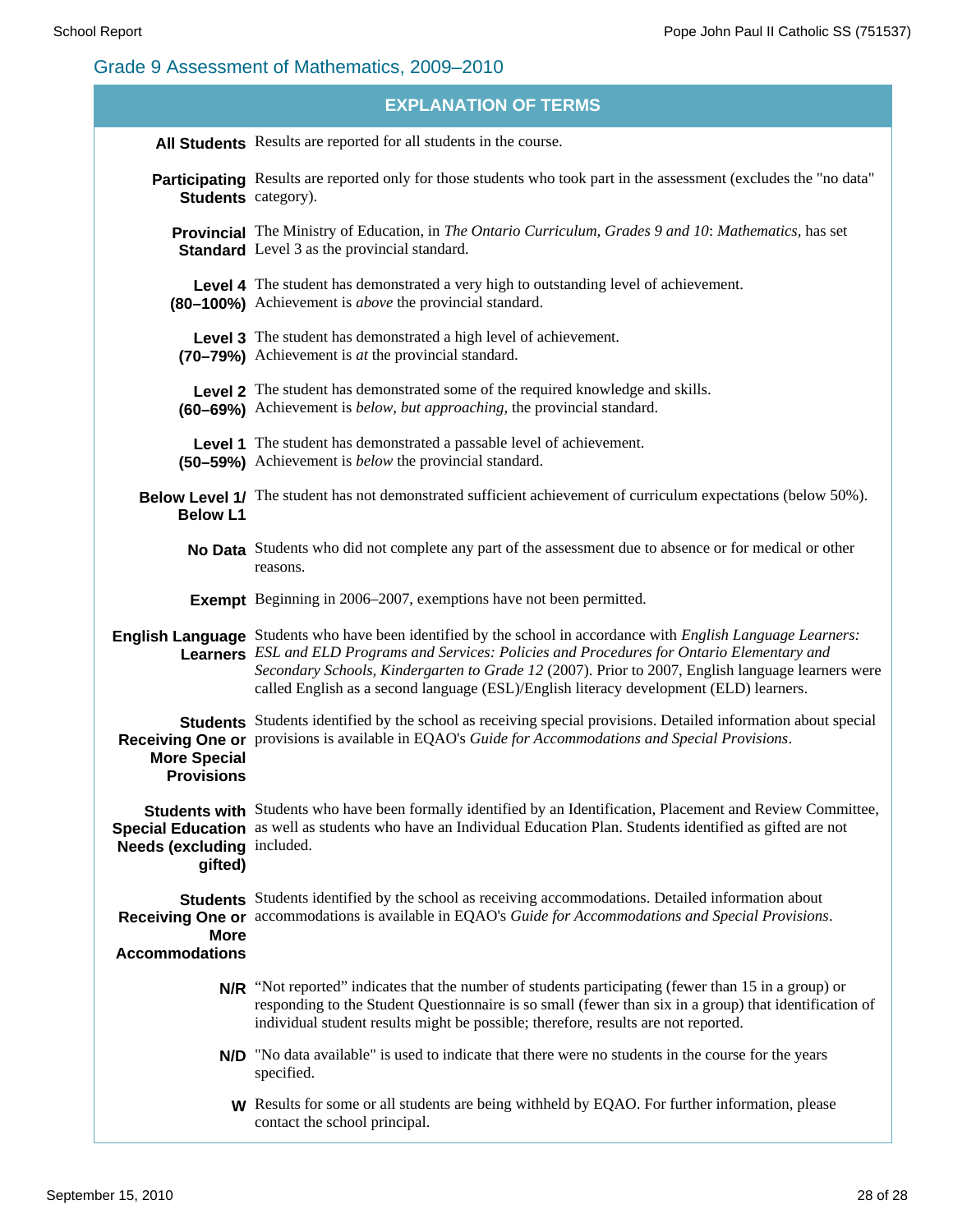## Grade 9 Assessment of Mathematics, 2009–2010

| EXPLANATION OF TERMS | |
|---|---|
| **All Students** | Results are reported for all students in the course. |
| **Participating Students** | Results are reported only for those students who took part in the assessment (excludes the "no data" category). |
| **Provincial Standard** | The Ministry of Education, in *The Ontario Curriculum, Grades 9 and 10*: *Mathematics,* has set Level 3 as the provincial standard. |
| **Level 4 (80–100%)** | The student has demonstrated a very high to outstanding level of achievement. Achievement is *above* the provincial standard. |
| **Level 3 (70–79%)** | The student has demonstrated a high level of achievement. Achievement is *at* the provincial standard. |
| **Level 2 (60–69%)** | The student has demonstrated some of the required knowledge and skills. Achievement is *below, but approaching,* the provincial standard. |
| **Level 1 (50–59%)** | The student has demonstrated a passable level of achievement. Achievement is *below* the provincial standard. |
| **Below Level 1/ Below L1** | The student has not demonstrated sufficient achievement of curriculum expectations (below 50%). |
| **No Data** | Students who did not complete any part of the assessment due to absence or for medical or other reasons. |
| **Exempt** | Beginning in 2006–2007, exemptions have not been permitted. |
| **English Language Learners** | Students who have been identified by the school in accordance with *English Language Learners: ESL and ELD Programs and Services: Policies and Procedures for Ontario Elementary and Secondary Schools, Kindergarten to Grade 12* (2007). Prior to 2007, English language learners were called English as a second language (ESL)/English literacy development (ELD) learners. |
| **Students Receiving One or More Special Provisions** | Students identified by the school as receiving special provisions. Detailed information about special provisions is available in EQAO's *Guide for Accommodations and Special Provisions*. |
| **Students with Special Education Needs (excluding gifted)** | Students who have been formally identified by an Identification, Placement and Review Committee, as well as students who have an Individual Education Plan. Students identified as gifted are not included. |
| **Students Receiving One or More Accommodations** | Students identified by the school as receiving accommodations. Detailed information about accommodations is available in EQAO's *Guide for Accommodations and Special Provisions*. |
| **N/R** | "Not reported" indicates that the number of students participating (fewer than 15 in a group) or responding to the Student Questionnaire is so small (fewer than six in a group) that identification of individual student results might be possible; therefore, results are not reported. |
| **N/D** | "No data available" is used to indicate that there were no students in the course for the years specified. |
| **W** | Results for some or all students are being withheld by EQAO. For further information, please contact the school principal. |